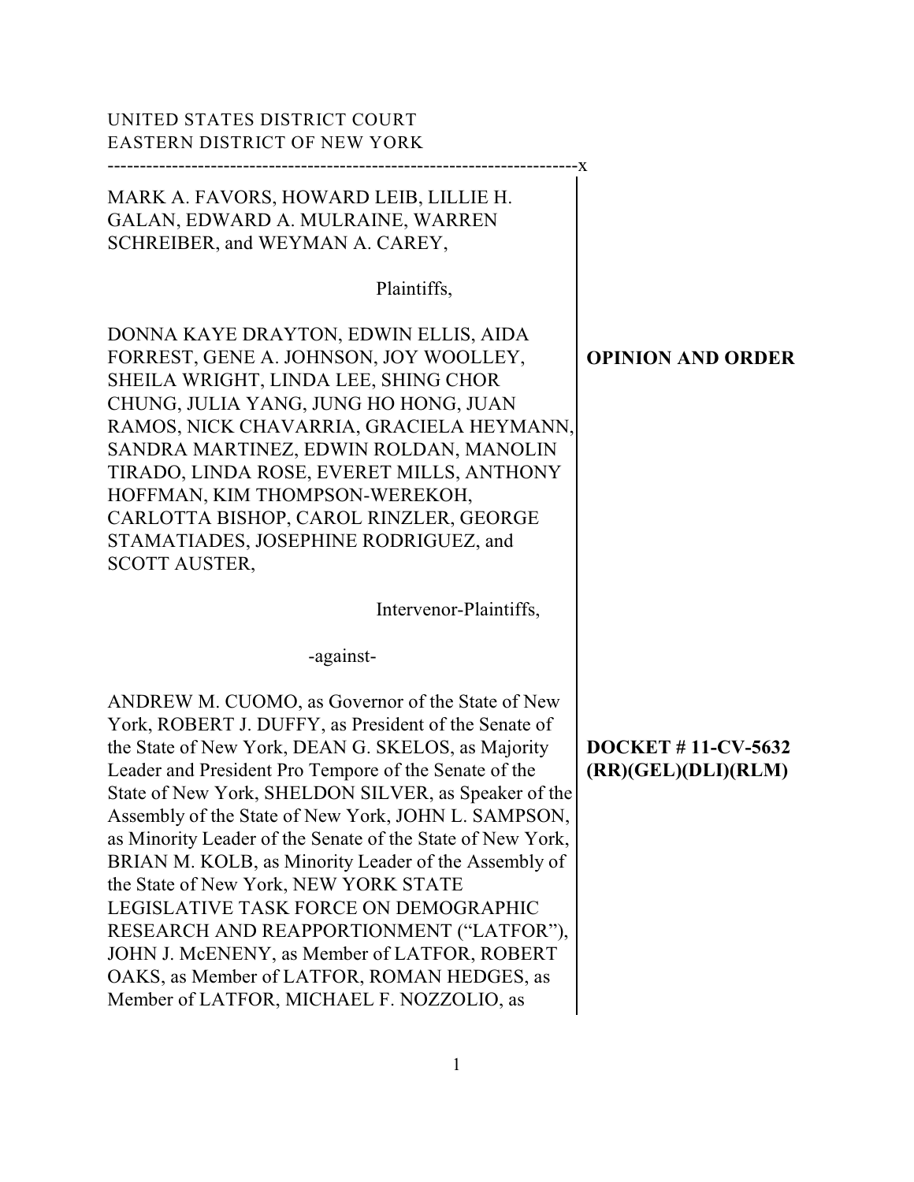UNITED STATES DISTRICT COURT
EASTERN DISTRICT OF NEW YORK

---

MARK A. FAVORS, HOWARD LEIB, LILLIE H. GALAN, EDWARD A. MULRAINE, WARREN SCHREIBER, and WEYMAN A. CAREY,

Plaintiffs,

DONNA KAYE DRAYTON, EDWIN ELLIS, AIDA FORREST, GENE A. JOHNSON, JOY WOOLLEY, SHEILA WRIGHT, LINDA LEE, SHING CHOR CHUNG, JULIA YANG, JUNG HO HONG, JUAN RAMOS, NICK CHAVARRIA, GRACIELA HEYMANN, SANDRA MARTINEZ, EDWIN ROLDAN, MANOLIN TIRADO, LINDA ROSE, EVERET MILLS, ANTHONY HOFFMAN, KIM THOMPSON-WEREKOH, CARLOTTA BISHOP, CAROL RINZLER, GEORGE STAMATIADES, JOSEPHINE RODRIGUEZ, and SCOTT AUSTER,

Intervenor-Plaintiffs,

-against-

ANDREW M. CUOMO, as Governor of the State of New York, ROBERT J. DUFFY, as President of the Senate of the State of New York, DEAN G. SKELOS, as Majority Leader and President Pro Tempore of the Senate of the State of New York, SHELDON SILVER, as Speaker of the Assembly of the State of New York, JOHN L. SAMPSON, as Minority Leader of the Senate of the State of New York, BRIAN M. KOLB, as Minority Leader of the Assembly of the State of New York, NEW YORK STATE LEGISLATIVE TASK FORCE ON DEMOGRAPHIC RESEARCH AND REAPPORTIONMENT ("LATFOR"), JOHN J. McENENY, as Member of LATFOR, ROBERT OAKS, as Member of LATFOR, ROMAN HEDGES, as Member of LATFOR, MICHAEL F. NOZZOLIO, as

**OPINION AND ORDER**

**DOCKET # 11-CV-5632 (RR)(GEL)(DLI)(RLM)**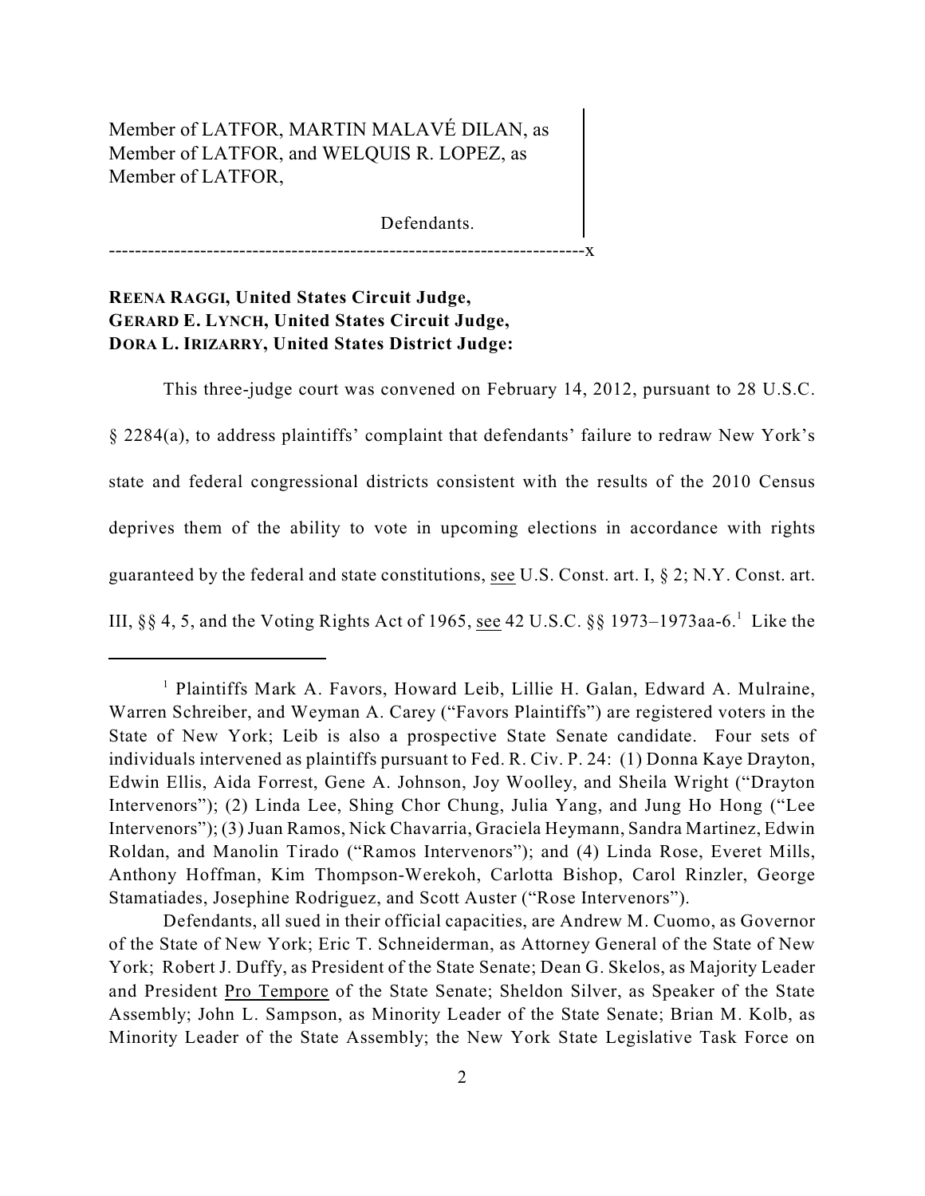Member of LATFOR, MARTIN MALAVÉ DILAN, as Member of LATFOR, and WELQUIS R. LOPEZ, as Member of LATFOR,

Defendants.

------------------------------------------------------------------------x

**REENA RAGGI, United States Circuit Judge,**
**GERARD E. LYNCH, United States Circuit Judge,**
**DORA L. IRIZARRY, United States District Judge:**

This three-judge court was convened on February 14, 2012, pursuant to 28 U.S.C. § 2284(a), to address plaintiffs' complaint that defendants' failure to redraw New York's state and federal congressional districts consistent with the results of the 2010 Census deprives them of the ability to vote in upcoming elections in accordance with rights guaranteed by the federal and state constitutions, see U.S. Const. art. I, § 2; N.Y. Const. art. III, §§ 4, 5, and the Voting Rights Act of 1965, see 42 U.S.C. §§ 1973–1973aa-6.[1] Like the

---

[1] Plaintiffs Mark A. Favors, Howard Leib, Lillie H. Galan, Edward A. Mulraine, Warren Schreiber, and Weyman A. Carey ("Favors Plaintiffs") are registered voters in the State of New York; Leib is also a prospective State Senate candidate. Four sets of individuals intervened as plaintiffs pursuant to Fed. R. Civ. P. 24: (1) Donna Kaye Drayton, Edwin Ellis, Aida Forrest, Gene A. Johnson, Joy Woolley, and Sheila Wright ("Drayton Intervenors"); (2) Linda Lee, Shing Chor Chung, Julia Yang, and Jung Ho Hong ("Lee Intervenors"); (3) Juan Ramos, Nick Chavarria, Graciela Heymann, Sandra Martinez, Edwin Roldan, and Manolin Tirado ("Ramos Intervenors"); and (4) Linda Rose, Everet Mills, Anthony Hoffman, Kim Thompson-Werekoh, Carlotta Bishop, Carol Rinzler, George Stamatiades, Josephine Rodriguez, and Scott Auster ("Rose Intervenors").

Defendants, all sued in their official capacities, are Andrew M. Cuomo, as Governor of the State of New York; Eric T. Schneiderman, as Attorney General of the State of New York; Robert J. Duffy, as President of the State Senate; Dean G. Skelos, as Majority Leader and President Pro Tempore of the State Senate; Sheldon Silver, as Speaker of the State Assembly; John L. Sampson, as Minority Leader of the State Senate; Brian M. Kolb, as Minority Leader of the State Assembly; the New York State Legislative Task Force on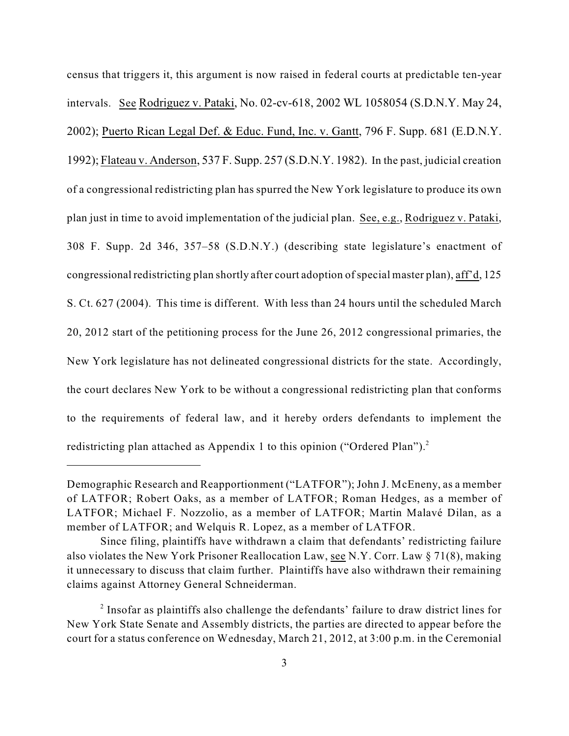census that triggers it, this argument is now raised in federal courts at predictable ten-year intervals. See Rodriguez v. Pataki, No. 02-cv-618, 2002 WL 1058054 (S.D.N.Y. May 24, 2002); Puerto Rican Legal Def. & Educ. Fund, Inc. v. Gantt, 796 F. Supp. 681 (E.D.N.Y. 1992); Flateau v. Anderson, 537 F. Supp. 257 (S.D.N.Y. 1982). In the past, judicial creation of a congressional redistricting plan has spurred the New York legislature to produce its own plan just in time to avoid implementation of the judicial plan. See, e.g., Rodriguez v. Pataki, 308 F. Supp. 2d 346, 357–58 (S.D.N.Y.) (describing state legislature's enactment of congressional redistricting plan shortly after court adoption of special master plan), aff'd, 125 S. Ct. 627 (2004). This time is different. With less than 24 hours until the scheduled March 20, 2012 start of the petitioning process for the June 26, 2012 congressional primaries, the New York legislature has not delineated congressional districts for the state. Accordingly, the court declares New York to be without a congressional redistricting plan that conforms to the requirements of federal law, and it hereby orders defendants to implement the redistricting plan attached as Appendix 1 to this opinion ("Ordered Plan").[2]

---

Demographic Research and Reapportionment ("LATFOR"); John J. McEneny, as a member of LATFOR; Robert Oaks, as a member of LATFOR; Roman Hedges, as a member of LATFOR; Michael F. Nozzolio, as a member of LATFOR; Martin Malavé Dilan, as a member of LATFOR; and Welquis R. Lopez, as a member of LATFOR.

Since filing, plaintiffs have withdrawn a claim that defendants' redistricting failure also violates the New York Prisoner Reallocation Law, see N.Y. Corr. Law § 71(8), making it unnecessary to discuss that claim further. Plaintiffs have also withdrawn their remaining claims against Attorney General Schneiderman.

[2] Insofar as plaintiffs also challenge the defendants' failure to draw district lines for New York State Senate and Assembly districts, the parties are directed to appear before the court for a status conference on Wednesday, March 21, 2012, at 3:00 p.m. in the Ceremonial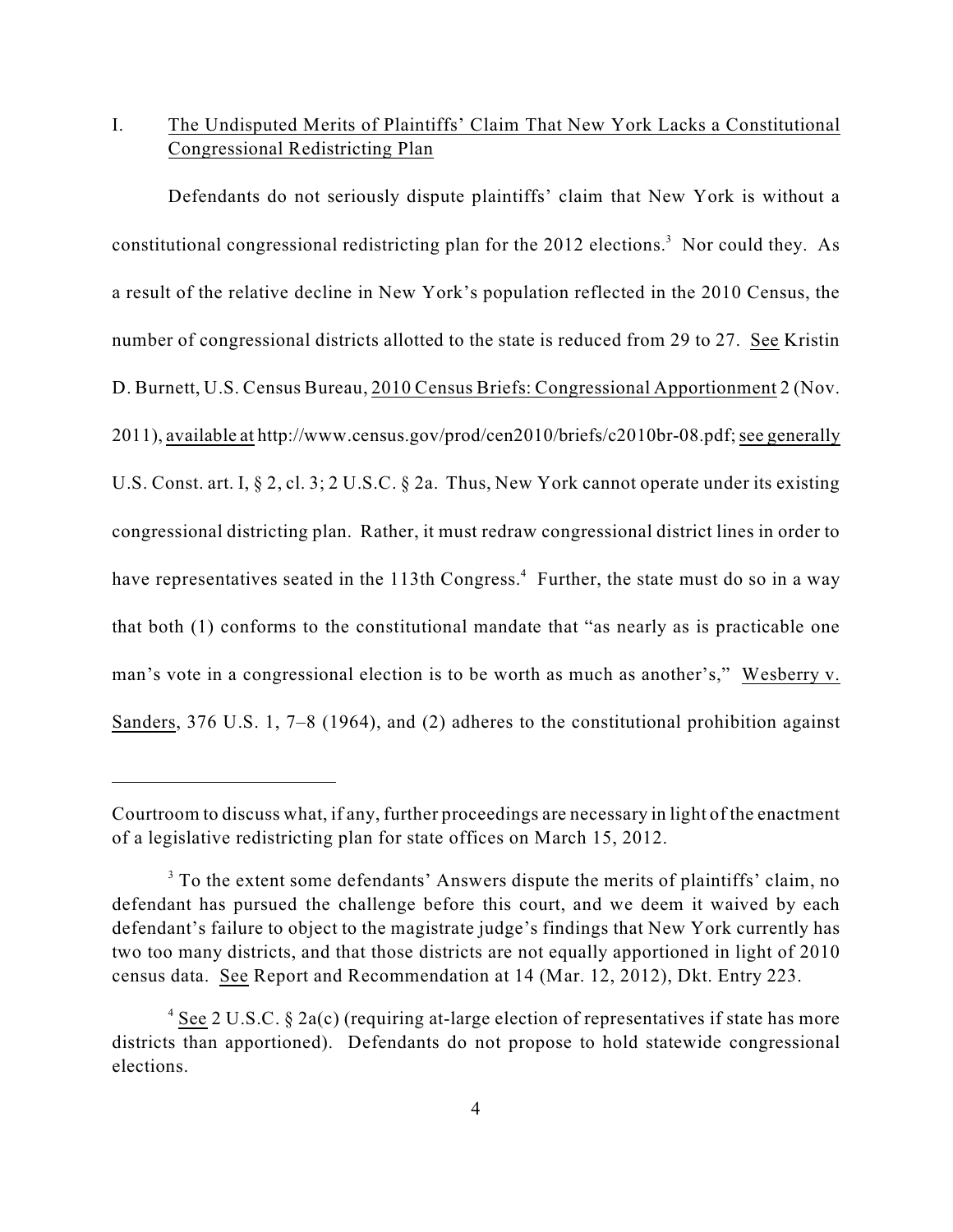I. The Undisputed Merits of Plaintiffs' Claim That New York Lacks a Constitutional Congressional Redistricting Plan

Defendants do not seriously dispute plaintiffs' claim that New York is without a constitutional congressional redistricting plan for the 2012 elections.[3] Nor could they. As a result of the relative decline in New York's population reflected in the 2010 Census, the number of congressional districts allotted to the state is reduced from 29 to 27. See Kristin D. Burnett, U.S. Census Bureau, 2010 Census Briefs: Congressional Apportionment 2 (Nov. 2011), available at http://www.census.gov/prod/cen2010/briefs/c2010br-08.pdf; see generally U.S. Const. art. I, § 2, cl. 3; 2 U.S.C. § 2a. Thus, New York cannot operate under its existing congressional districting plan. Rather, it must redraw congressional district lines in order to have representatives seated in the 113th Congress.[4] Further, the state must do so in a way that both (1) conforms to the constitutional mandate that "as nearly as is practicable one man's vote in a congressional election is to be worth as much as another's," Wesberry v. Sanders, 376 U.S. 1, 7–8 (1964), and (2) adheres to the constitutional prohibition against

---

Courtroom to discuss what, if any, further proceedings are necessary in light of the enactment of a legislative redistricting plan for state offices on March 15, 2012.

[3] To the extent some defendants' Answers dispute the merits of plaintiffs' claim, no defendant has pursued the challenge before this court, and we deem it waived by each defendant's failure to object to the magistrate judge's findings that New York currently has two too many districts, and that those districts are not equally apportioned in light of 2010 census data. See Report and Recommendation at 14 (Mar. 12, 2012), Dkt. Entry 223.

[4] See 2 U.S.C. § 2a(c) (requiring at-large election of representatives if state has more districts than apportioned). Defendants do not propose to hold statewide congressional elections.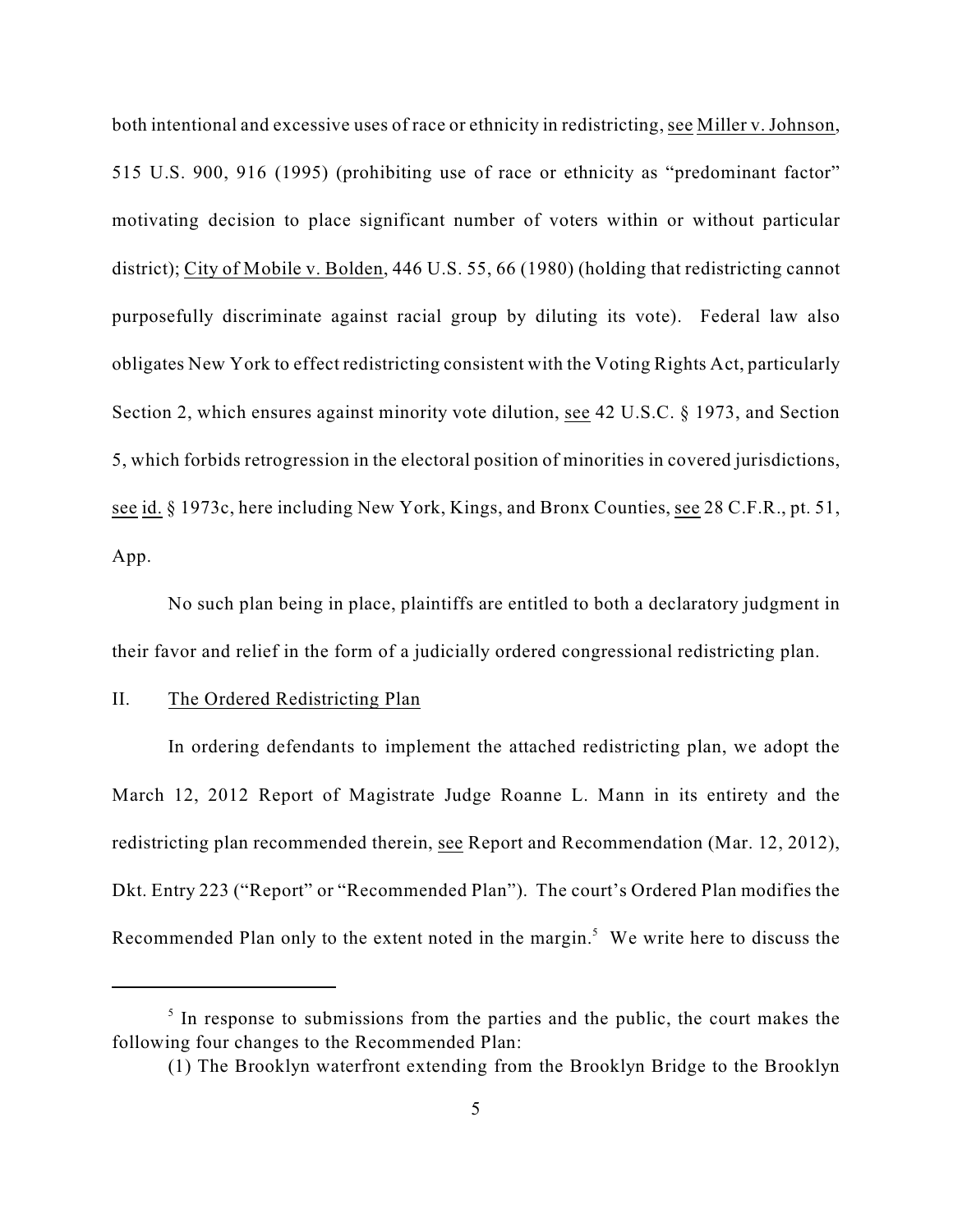both intentional and excessive uses of race or ethnicity in redistricting, see Miller v. Johnson, 515 U.S. 900, 916 (1995) (prohibiting use of race or ethnicity as "predominant factor" motivating decision to place significant number of voters within or without particular district); City of Mobile v. Bolden, 446 U.S. 55, 66 (1980) (holding that redistricting cannot purposefully discriminate against racial group by diluting its vote). Federal law also obligates New York to effect redistricting consistent with the Voting Rights Act, particularly Section 2, which ensures against minority vote dilution, see 42 U.S.C. § 1973, and Section 5, which forbids retrogression in the electoral position of minorities in covered jurisdictions, see id. § 1973c, here including New York, Kings, and Bronx Counties, see 28 C.F.R., pt. 51, App.

No such plan being in place, plaintiffs are entitled to both a declaratory judgment in their favor and relief in the form of a judicially ordered congressional redistricting plan.

## II. The Ordered Redistricting Plan

In ordering defendants to implement the attached redistricting plan, we adopt the March 12, 2012 Report of Magistrate Judge Roanne L. Mann in its entirety and the redistricting plan recommended therein, see Report and Recommendation (Mar. 12, 2012), Dkt. Entry 223 ("Report" or "Recommended Plan"). The court's Ordered Plan modifies the Recommended Plan only to the extent noted in the margin.[5] We write here to discuss the

[5] In response to submissions from the parties and the public, the court makes the following four changes to the Recommended Plan:

(1) The Brooklyn waterfront extending from the Brooklyn Bridge to the Brooklyn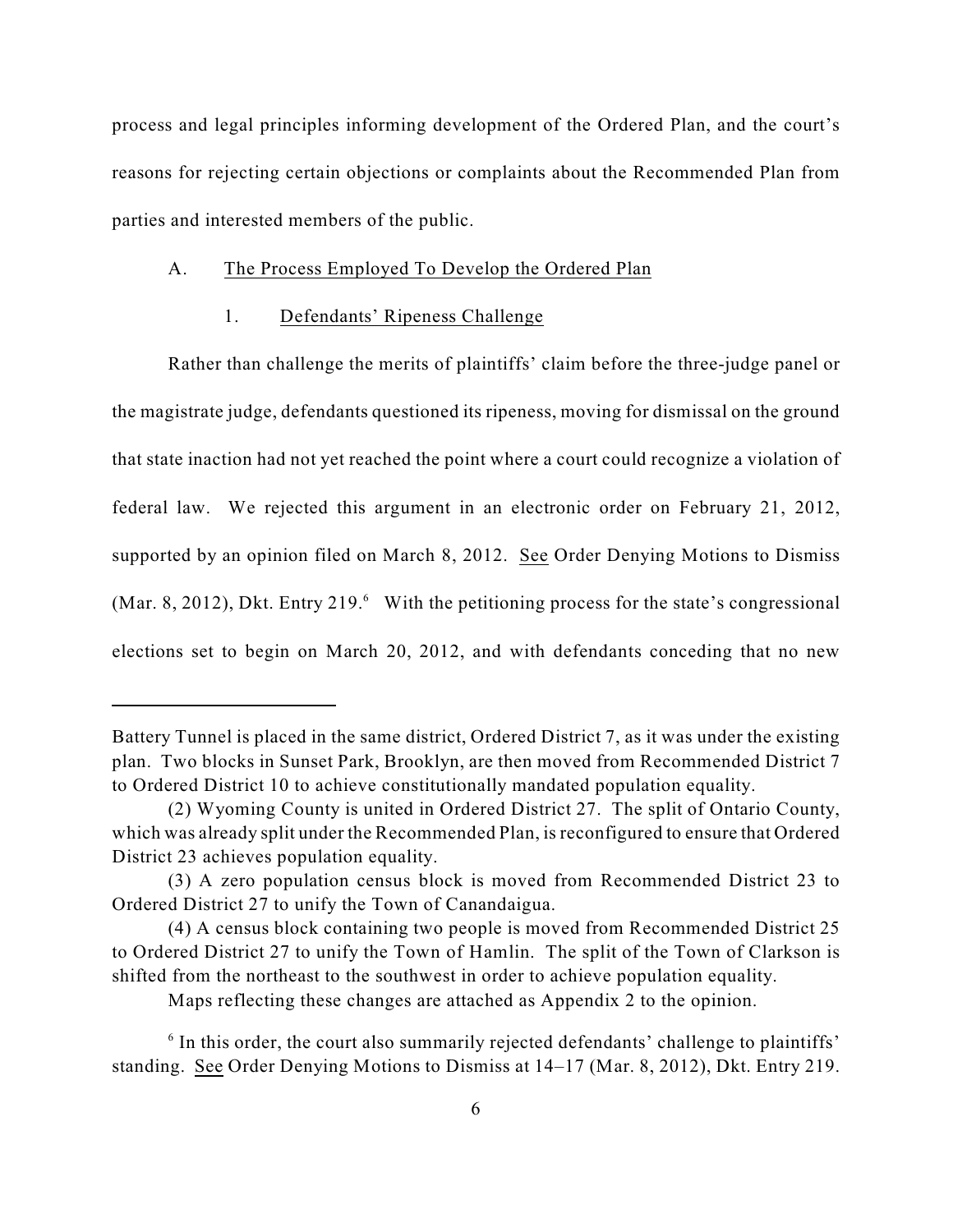process and legal principles informing development of the Ordered Plan, and the court's reasons for rejecting certain objections or complaints about the Recommended Plan from parties and interested members of the public.

### A. The Process Employed To Develop the Ordered Plan

#### 1. Defendants' Ripeness Challenge

Rather than challenge the merits of plaintiffs' claim before the three-judge panel or the magistrate judge, defendants questioned its ripeness, moving for dismissal on the ground that state inaction had not yet reached the point where a court could recognize a violation of federal law. We rejected this argument in an electronic order on February 21, 2012, supported by an opinion filed on March 8, 2012. See Order Denying Motions to Dismiss (Mar. 8, 2012), Dkt. Entry 219.[6] With the petitioning process for the state's congressional elections set to begin on March 20, 2012, and with defendants conceding that no new

---

Battery Tunnel is placed in the same district, Ordered District 7, as it was under the existing plan. Two blocks in Sunset Park, Brooklyn, are then moved from Recommended District 7 to Ordered District 10 to achieve constitutionally mandated population equality.

(2) Wyoming County is united in Ordered District 27. The split of Ontario County, which was already split under the Recommended Plan, is reconfigured to ensure that Ordered District 23 achieves population equality.

(3) A zero population census block is moved from Recommended District 23 to Ordered District 27 to unify the Town of Canandaigua.

(4) A census block containing two people is moved from Recommended District 25 to Ordered District 27 to unify the Town of Hamlin. The split of the Town of Clarkson is shifted from the northeast to the southwest in order to achieve population equality.

Maps reflecting these changes are attached as Appendix 2 to the opinion.

[6] In this order, the court also summarily rejected defendants' challenge to plaintiffs' standing. See Order Denying Motions to Dismiss at 14–17 (Mar. 8, 2012), Dkt. Entry 219.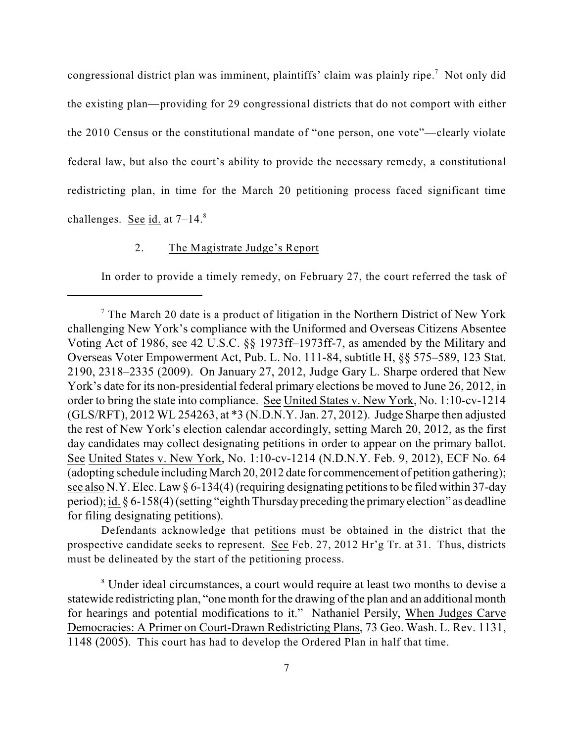congressional district plan was imminent, plaintiffs' claim was plainly ripe.[7] Not only did the existing plan—providing for 29 congressional districts that do not comport with either the 2010 Census or the constitutional mandate of "one person, one vote"—clearly violate federal law, but also the court's ability to provide the necessary remedy, a constitutional redistricting plan, in time for the March 20 petitioning process faced significant time challenges. See id. at 7–14.[8]

### 2. The Magistrate Judge's Report

In order to provide a timely remedy, on February 27, the court referred the task of

---

[7] The March 20 date is a product of litigation in the Northern District of New York challenging New York's compliance with the Uniformed and Overseas Citizens Absentee Voting Act of 1986, see 42 U.S.C. §§ 1973ff–1973ff-7, as amended by the Military and Overseas Voter Empowerment Act, Pub. L. No. 111-84, subtitle H, §§ 575–589, 123 Stat. 2190, 2318–2335 (2009). On January 27, 2012, Judge Gary L. Sharpe ordered that New York's date for its non-presidential federal primary elections be moved to June 26, 2012, in order to bring the state into compliance. See United States v. New York, No. 1:10-cv-1214 (GLS/RFT), 2012 WL 254263, at *3 (N.D.N.Y. Jan. 27, 2012). Judge Sharpe then adjusted the rest of New York's election calendar accordingly, setting March 20, 2012, as the first day candidates may collect designating petitions in order to appear on the primary ballot. See United States v. New York, No. 1:10-cv-1214 (N.D.N.Y. Feb. 9, 2012), ECF No. 64 (adopting schedule including March 20, 2012 date for commencement of petition gathering); see also N.Y. Elec. Law § 6-134(4) (requiring designating petitions to be filed within 37-day period); id. § 6-158(4) (setting "eighth Thursday preceding the primary election" as deadline for filing designating petitions).

Defendants acknowledge that petitions must be obtained in the district that the prospective candidate seeks to represent. See Feb. 27, 2012 Hr'g Tr. at 31. Thus, districts must be delineated by the start of the petitioning process.

[8] Under ideal circumstances, a court would require at least two months to devise a statewide redistricting plan, "one month for the drawing of the plan and an additional month for hearings and potential modifications to it." Nathaniel Persily, When Judges Carve Democracies: A Primer on Court-Drawn Redistricting Plans, 73 Geo. Wash. L. Rev. 1131, 1148 (2005). This court has had to develop the Ordered Plan in half that time.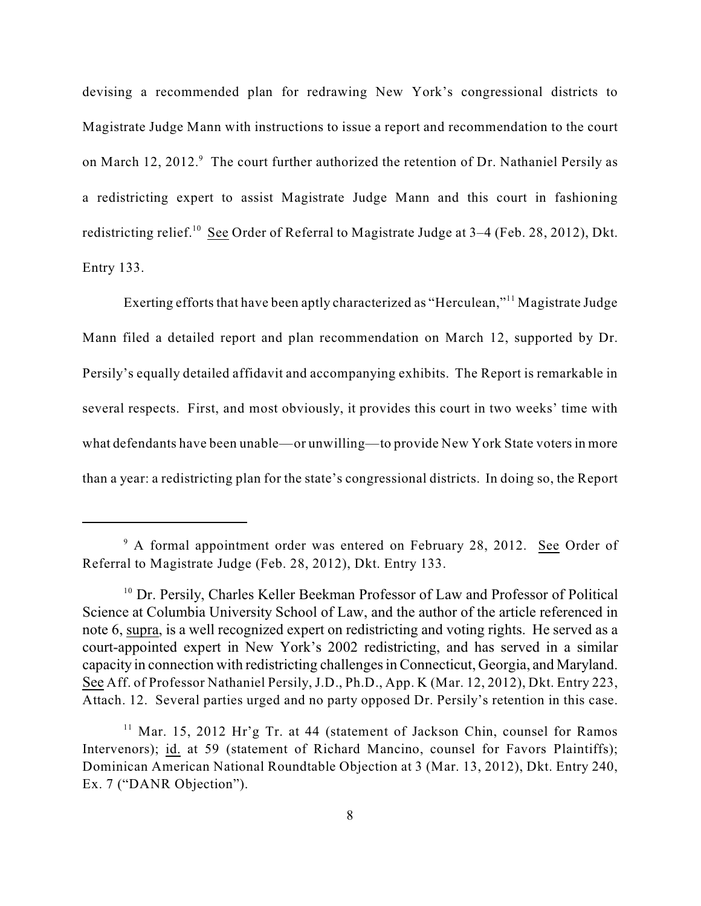devising a recommended plan for redrawing New York's congressional districts to Magistrate Judge Mann with instructions to issue a report and recommendation to the court on March 12, 2012.[9] The court further authorized the retention of Dr. Nathaniel Persily as a redistricting expert to assist Magistrate Judge Mann and this court in fashioning redistricting relief.[10] See Order of Referral to Magistrate Judge at 3–4 (Feb. 28, 2012), Dkt. Entry 133.

Exerting efforts that have been aptly characterized as "Herculean,"[11] Magistrate Judge Mann filed a detailed report and plan recommendation on March 12, supported by Dr. Persily's equally detailed affidavit and accompanying exhibits. The Report is remarkable in several respects. First, and most obviously, it provides this court in two weeks' time with what defendants have been unable—or unwilling—to provide New York State voters in more than a year: a redistricting plan for the state's congressional districts. In doing so, the Report

---

[9] A formal appointment order was entered on February 28, 2012. See Order of Referral to Magistrate Judge (Feb. 28, 2012), Dkt. Entry 133.

[10] Dr. Persily, Charles Keller Beekman Professor of Law and Professor of Political Science at Columbia University School of Law, and the author of the article referenced in note 6, supra, is a well recognized expert on redistricting and voting rights. He served as a court-appointed expert in New York's 2002 redistricting, and has served in a similar capacity in connection with redistricting challenges in Connecticut, Georgia, and Maryland. See Aff. of Professor Nathaniel Persily, J.D., Ph.D., App. K (Mar. 12, 2012), Dkt. Entry 223, Attach. 12. Several parties urged and no party opposed Dr. Persily's retention in this case.

[11] Mar. 15, 2012 Hr'g Tr. at 44 (statement of Jackson Chin, counsel for Ramos Intervenors); id. at 59 (statement of Richard Mancino, counsel for Favors Plaintiffs); Dominican American National Roundtable Objection at 3 (Mar. 13, 2012), Dkt. Entry 240, Ex. 7 ("DANR Objection").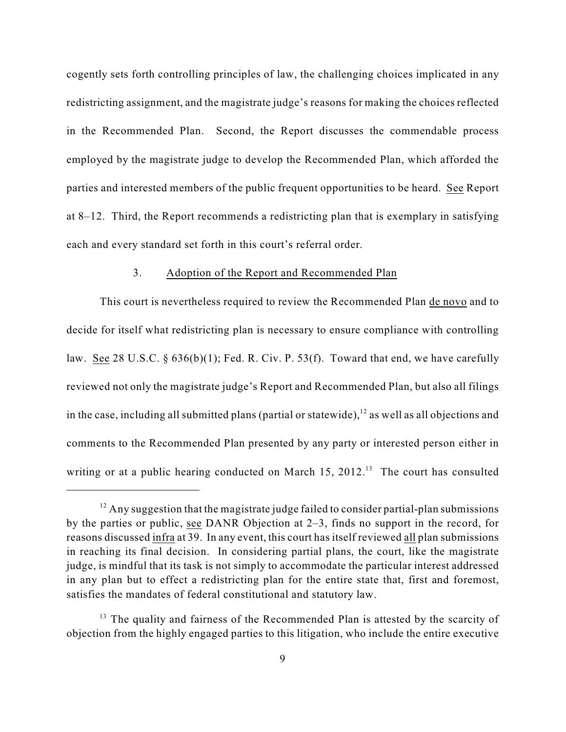cogently sets forth controlling principles of law, the challenging choices implicated in any redistricting assignment, and the magistrate judge's reasons for making the choices reflected in the Recommended Plan. Second, the Report discusses the commendable process employed by the magistrate judge to develop the Recommended Plan, which afforded the parties and interested members of the public frequent opportunities to be heard. See Report at 8–12. Third, the Report recommends a redistricting plan that is exemplary in satisfying each and every standard set forth in this court's referral order.

3. Adoption of the Report and Recommended Plan

This court is nevertheless required to review the Recommended Plan de novo and to decide for itself what redistricting plan is necessary to ensure compliance with controlling law. See 28 U.S.C. § 636(b)(1); Fed. R. Civ. P. 53(f). Toward that end, we have carefully reviewed not only the magistrate judge's Report and Recommended Plan, but also all filings in the case, including all submitted plans (partial or statewide),[12] as well as all objections and comments to the Recommended Plan presented by any party or interested person either in writing or at a public hearing conducted on March 15, 2012.[13] The court has consulted

[12] Any suggestion that the magistrate judge failed to consider partial-plan submissions by the parties or public, see DANR Objection at 2–3, finds no support in the record, for reasons discussed infra at 39. In any event, this court has itself reviewed all plan submissions in reaching its final decision. In considering partial plans, the court, like the magistrate judge, is mindful that its task is not simply to accommodate the particular interest addressed in any plan but to effect a redistricting plan for the entire state that, first and foremost, satisfies the mandates of federal constitutional and statutory law.

[13] The quality and fairness of the Recommended Plan is attested by the scarcity of objection from the highly engaged parties to this litigation, who include the entire executive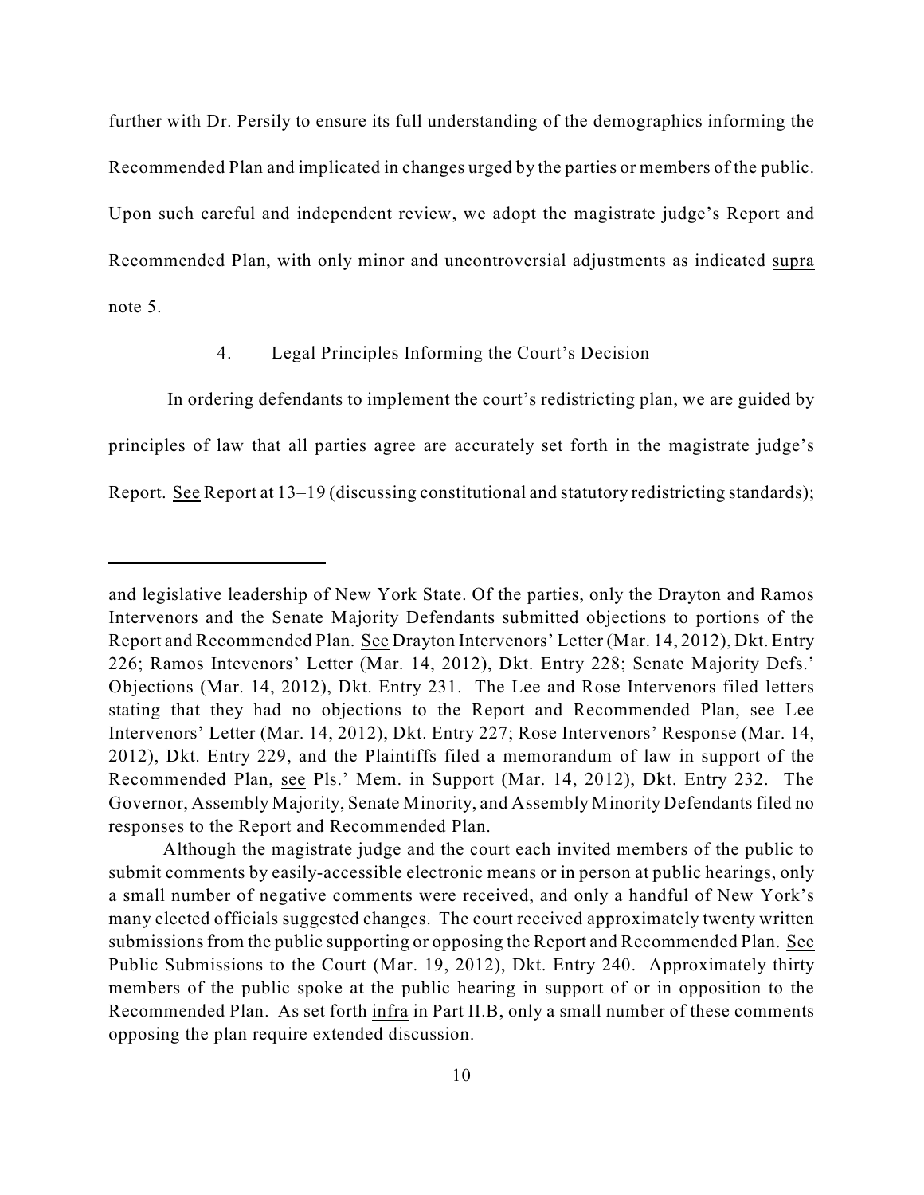further with Dr. Persily to ensure its full understanding of the demographics informing the Recommended Plan and implicated in changes urged by the parties or members of the public. Upon such careful and independent review, we adopt the magistrate judge's Report and Recommended Plan, with only minor and uncontroversial adjustments as indicated supra note 5.

4. Legal Principles Informing the Court's Decision

In ordering defendants to implement the court's redistricting plan, we are guided by principles of law that all parties agree are accurately set forth in the magistrate judge's Report. See Report at 13–19 (discussing constitutional and statutory redistricting standards);

---

and legislative leadership of New York State. Of the parties, only the Drayton and Ramos Intervenors and the Senate Majority Defendants submitted objections to portions of the Report and Recommended Plan. See Drayton Intervenors' Letter (Mar. 14, 2012), Dkt. Entry 226; Ramos Intevenors' Letter (Mar. 14, 2012), Dkt. Entry 228; Senate Majority Defs.' Objections (Mar. 14, 2012), Dkt. Entry 231. The Lee and Rose Intervenors filed letters stating that they had no objections to the Report and Recommended Plan, see Lee Intervenors' Letter (Mar. 14, 2012), Dkt. Entry 227; Rose Intervenors' Response (Mar. 14, 2012), Dkt. Entry 229, and the Plaintiffs filed a memorandum of law in support of the Recommended Plan, see Pls.' Mem. in Support (Mar. 14, 2012), Dkt. Entry 232. The Governor, Assembly Majority, Senate Minority, and Assembly Minority Defendants filed no responses to the Report and Recommended Plan.

Although the magistrate judge and the court each invited members of the public to submit comments by easily-accessible electronic means or in person at public hearings, only a small number of negative comments were received, and only a handful of New York's many elected officials suggested changes. The court received approximately twenty written submissions from the public supporting or opposing the Report and Recommended Plan. See Public Submissions to the Court (Mar. 19, 2012), Dkt. Entry 240. Approximately thirty members of the public spoke at the public hearing in support of or in opposition to the Recommended Plan. As set forth infra in Part II.B, only a small number of these comments opposing the plan require extended discussion.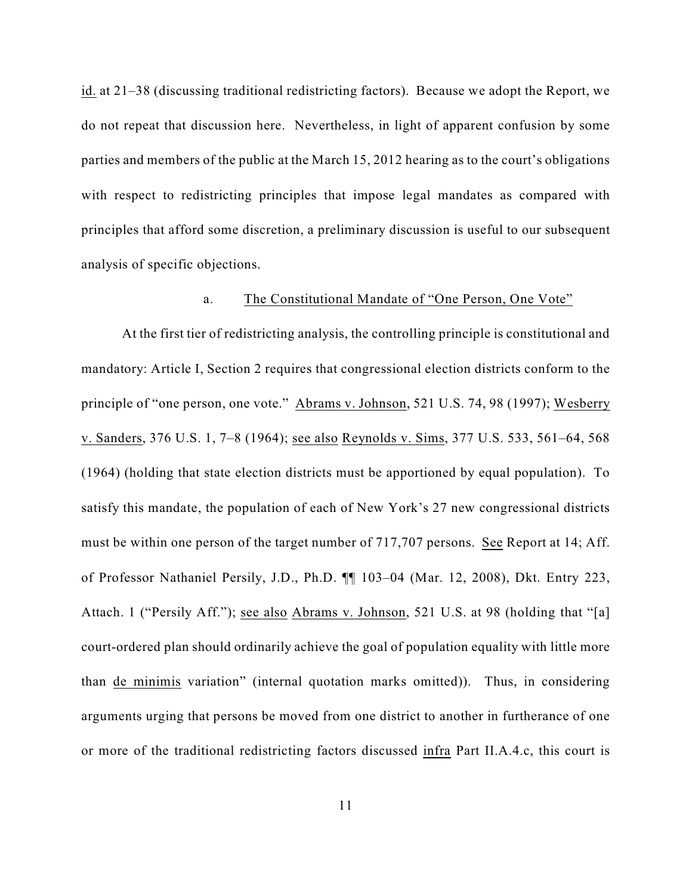id. at 21–38 (discussing traditional redistricting factors). Because we adopt the Report, we do not repeat that discussion here. Nevertheless, in light of apparent confusion by some parties and members of the public at the March 15, 2012 hearing as to the court's obligations with respect to redistricting principles that impose legal mandates as compared with principles that afford some discretion, a preliminary discussion is useful to our subsequent analysis of specific objections.

a. The Constitutional Mandate of "One Person, One Vote"

At the first tier of redistricting analysis, the controlling principle is constitutional and mandatory: Article I, Section 2 requires that congressional election districts conform to the principle of "one person, one vote." Abrams v. Johnson, 521 U.S. 74, 98 (1997); Wesberry v. Sanders, 376 U.S. 1, 7–8 (1964); see also Reynolds v. Sims, 377 U.S. 533, 561–64, 568 (1964) (holding that state election districts must be apportioned by equal population). To satisfy this mandate, the population of each of New York's 27 new congressional districts must be within one person of the target number of 717,707 persons. See Report at 14; Aff. of Professor Nathaniel Persily, J.D., Ph.D. ¶¶ 103–04 (Mar. 12, 2008), Dkt. Entry 223, Attach. 1 ("Persily Aff."); see also Abrams v. Johnson, 521 U.S. at 98 (holding that "[a] court-ordered plan should ordinarily achieve the goal of population equality with little more than de minimis variation" (internal quotation marks omitted)). Thus, in considering arguments urging that persons be moved from one district to another in furtherance of one or more of the traditional redistricting factors discussed infra Part II.A.4.c, this court is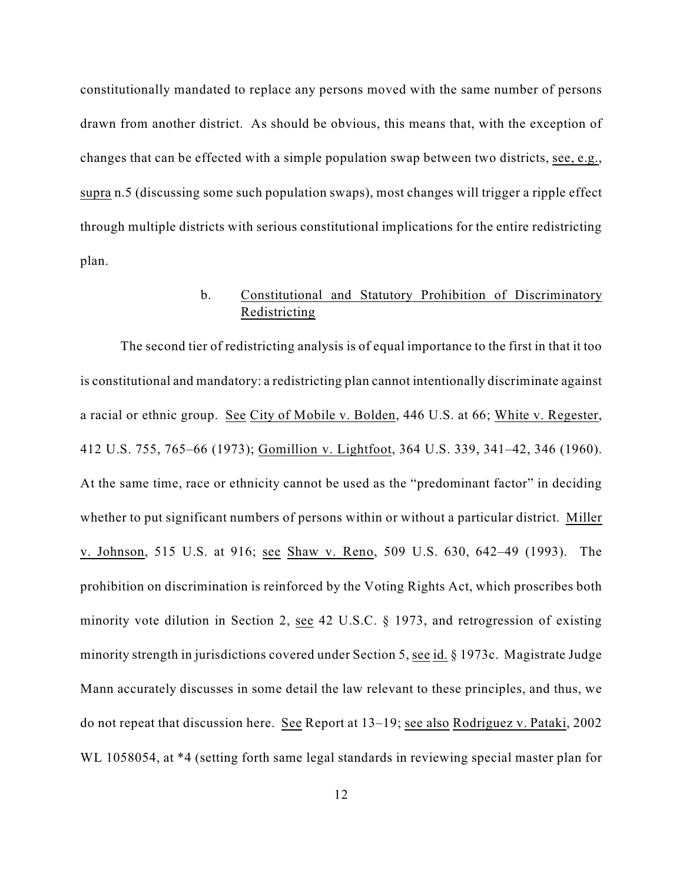constitutionally mandated to replace any persons moved with the same number of persons drawn from another district. As should be obvious, this means that, with the exception of changes that can be effected with a simple population swap between two districts, see, e.g., supra n.5 (discussing some such population swaps), most changes will trigger a ripple effect through multiple districts with serious constitutional implications for the entire redistricting plan.

### b. Constitutional and Statutory Prohibition of Discriminatory Redistricting

The second tier of redistricting analysis is of equal importance to the first in that it too is constitutional and mandatory: a redistricting plan cannot intentionally discriminate against a racial or ethnic group. See City of Mobile v. Bolden, 446 U.S. at 66; White v. Regester, 412 U.S. 755, 765–66 (1973); Gomillion v. Lightfoot, 364 U.S. 339, 341–42, 346 (1960). At the same time, race or ethnicity cannot be used as the "predominant factor" in deciding whether to put significant numbers of persons within or without a particular district. Miller v. Johnson, 515 U.S. at 916; see Shaw v. Reno, 509 U.S. 630, 642–49 (1993). The prohibition on discrimination is reinforced by the Voting Rights Act, which proscribes both minority vote dilution in Section 2, see 42 U.S.C. § 1973, and retrogression of existing minority strength in jurisdictions covered under Section 5, see id. § 1973c. Magistrate Judge Mann accurately discusses in some detail the law relevant to these principles, and thus, we do not repeat that discussion here. See Report at 13–19; see also Rodriguez v. Pataki, 2002 WL 1058054, at *4 (setting forth same legal standards in reviewing special master plan for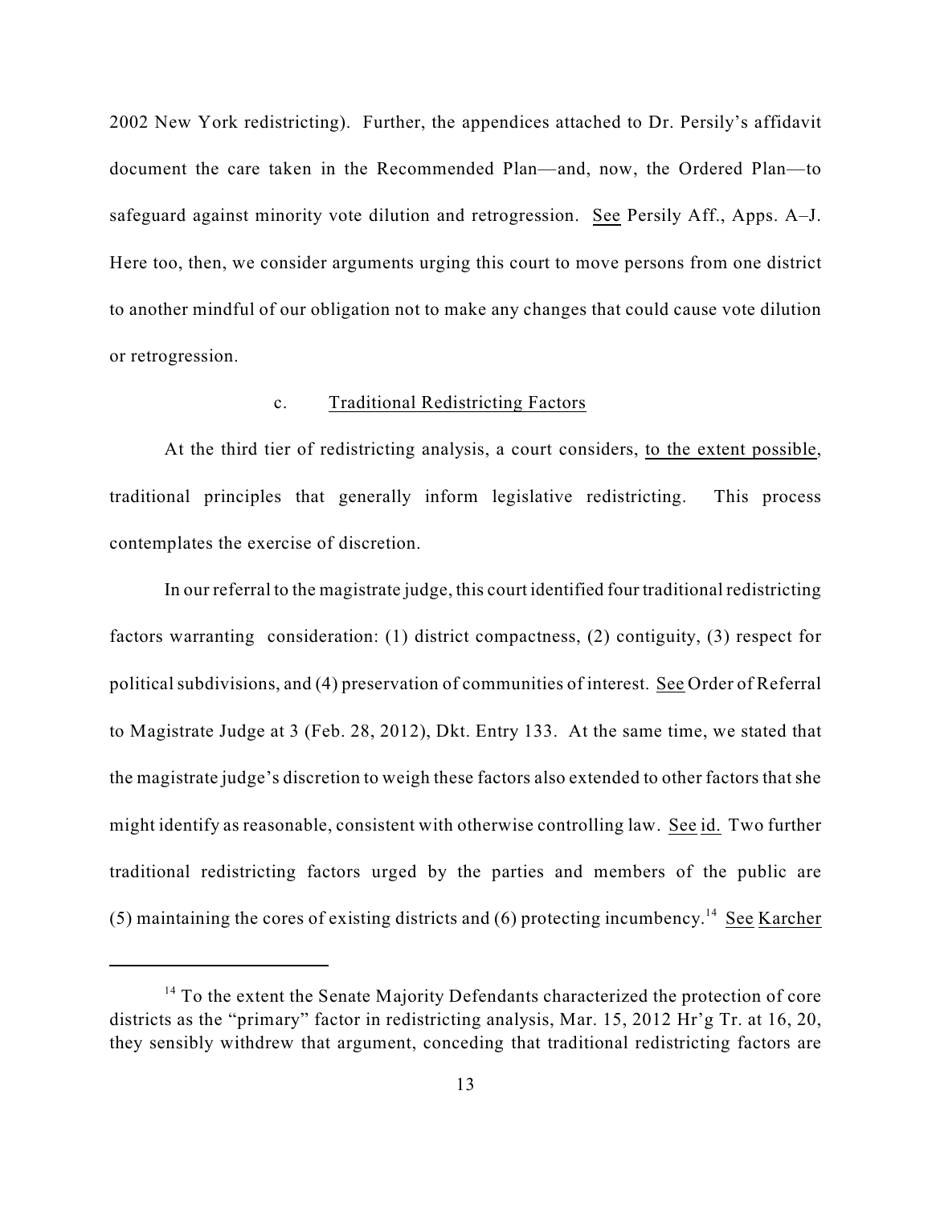2002 New York redistricting). Further, the appendices attached to Dr. Persily's affidavit document the care taken in the Recommended Plan—and, now, the Ordered Plan—to safeguard against minority vote dilution and retrogression. See Persily Aff., Apps. A–J. Here too, then, we consider arguments urging this court to move persons from one district to another mindful of our obligation not to make any changes that could cause vote dilution or retrogression.

### c. Traditional Redistricting Factors

At the third tier of redistricting analysis, a court considers, to the extent possible, traditional principles that generally inform legislative redistricting. This process contemplates the exercise of discretion.

In our referral to the magistrate judge, this court identified four traditional redistricting factors warranting consideration: (1) district compactness, (2) contiguity, (3) respect for political subdivisions, and (4) preservation of communities of interest. See Order of Referral to Magistrate Judge at 3 (Feb. 28, 2012), Dkt. Entry 133. At the same time, we stated that the magistrate judge's discretion to weigh these factors also extended to other factors that she might identify as reasonable, consistent with otherwise controlling law. See id. Two further traditional redistricting factors urged by the parties and members of the public are (5) maintaining the cores of existing districts and (6) protecting incumbency.[14] See Karcher

---

[14] To the extent the Senate Majority Defendants characterized the protection of core districts as the "primary" factor in redistricting analysis, Mar. 15, 2012 Hr'g Tr. at 16, 20, they sensibly withdrew that argument, conceding that traditional redistricting factors are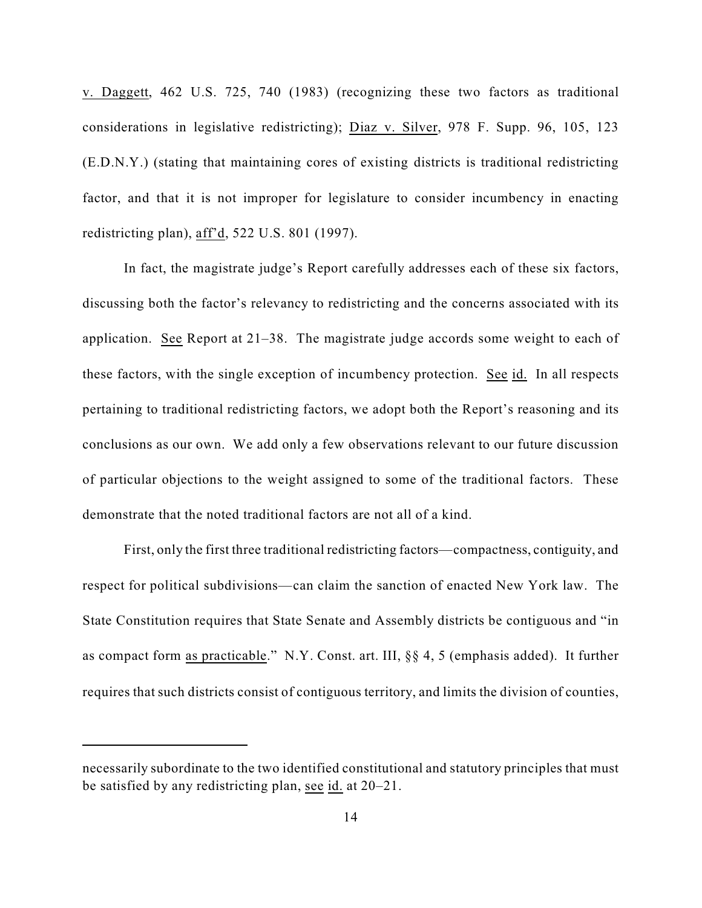v. Daggett, 462 U.S. 725, 740 (1983) (recognizing these two factors as traditional considerations in legislative redistricting); Diaz v. Silver, 978 F. Supp. 96, 105, 123 (E.D.N.Y.) (stating that maintaining cores of existing districts is traditional redistricting factor, and that it is not improper for legislature to consider incumbency in enacting redistricting plan), aff'd, 522 U.S. 801 (1997).

In fact, the magistrate judge's Report carefully addresses each of these six factors, discussing both the factor's relevancy to redistricting and the concerns associated with its application. See Report at 21–38. The magistrate judge accords some weight to each of these factors, with the single exception of incumbency protection. See id. In all respects pertaining to traditional redistricting factors, we adopt both the Report's reasoning and its conclusions as our own. We add only a few observations relevant to our future discussion of particular objections to the weight assigned to some of the traditional factors. These demonstrate that the noted traditional factors are not all of a kind.

First, only the first three traditional redistricting factors—compactness, contiguity, and respect for political subdivisions—can claim the sanction of enacted New York law. The State Constitution requires that State Senate and Assembly districts be contiguous and "in as compact form as practicable." N.Y. Const. art. III, §§ 4, 5 (emphasis added). It further requires that such districts consist of contiguous territory, and limits the division of counties,

---

necessarily subordinate to the two identified constitutional and statutory principles that must be satisfied by any redistricting plan, see id. at 20–21.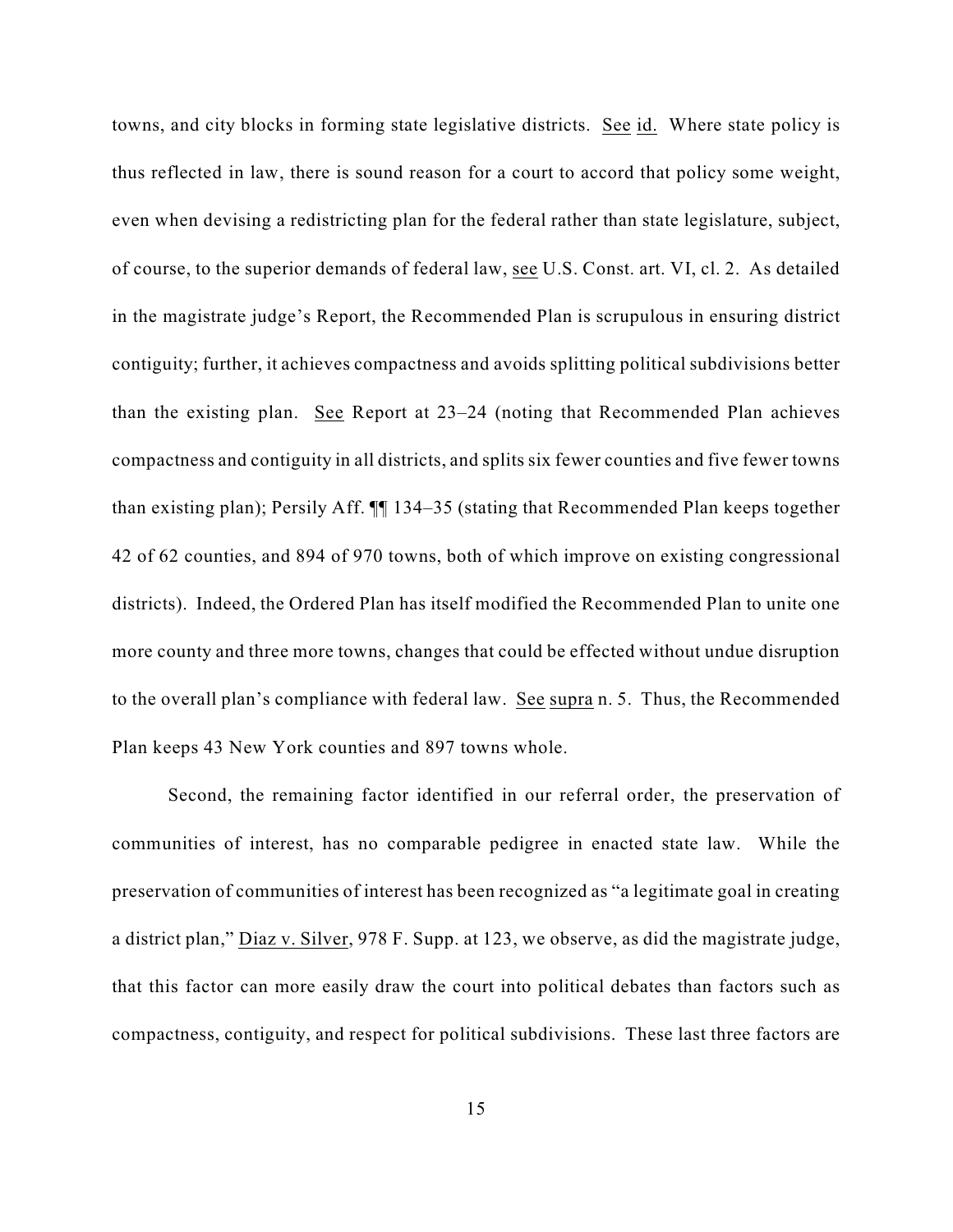towns, and city blocks in forming state legislative districts. See id. Where state policy is thus reflected in law, there is sound reason for a court to accord that policy some weight, even when devising a redistricting plan for the federal rather than state legislature, subject, of course, to the superior demands of federal law, see U.S. Const. art. VI, cl. 2. As detailed in the magistrate judge's Report, the Recommended Plan is scrupulous in ensuring district contiguity; further, it achieves compactness and avoids splitting political subdivisions better than the existing plan. See Report at 23–24 (noting that Recommended Plan achieves compactness and contiguity in all districts, and splits six fewer counties and five fewer towns than existing plan); Persily Aff. ¶¶ 134–35 (stating that Recommended Plan keeps together 42 of 62 counties, and 894 of 970 towns, both of which improve on existing congressional districts). Indeed, the Ordered Plan has itself modified the Recommended Plan to unite one more county and three more towns, changes that could be effected without undue disruption to the overall plan's compliance with federal law. See supra n. 5. Thus, the Recommended Plan keeps 43 New York counties and 897 towns whole.

Second, the remaining factor identified in our referral order, the preservation of communities of interest, has no comparable pedigree in enacted state law. While the preservation of communities of interest has been recognized as "a legitimate goal in creating a district plan," Diaz v. Silver, 978 F. Supp. at 123, we observe, as did the magistrate judge, that this factor can more easily draw the court into political debates than factors such as compactness, contiguity, and respect for political subdivisions. These last three factors are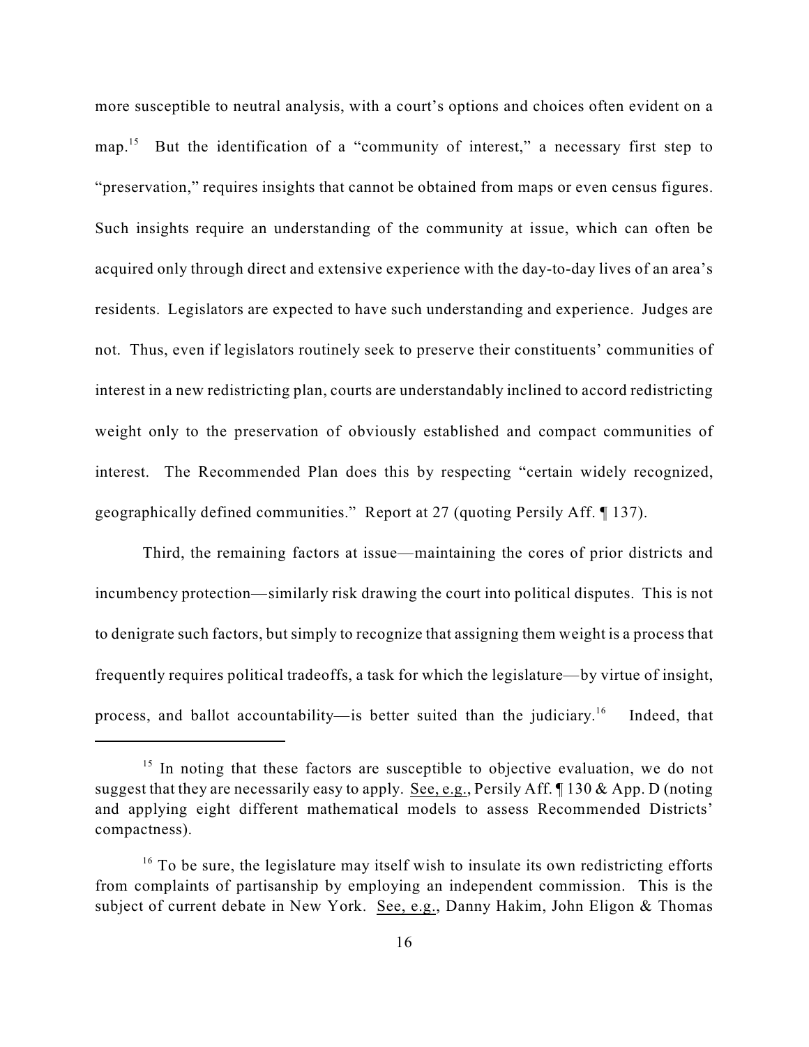more susceptible to neutral analysis, with a court's options and choices often evident on a map.[15] But the identification of a "community of interest," a necessary first step to "preservation," requires insights that cannot be obtained from maps or even census figures. Such insights require an understanding of the community at issue, which can often be acquired only through direct and extensive experience with the day-to-day lives of an area's residents. Legislators are expected to have such understanding and experience. Judges are not. Thus, even if legislators routinely seek to preserve their constituents' communities of interest in a new redistricting plan, courts are understandably inclined to accord redistricting weight only to the preservation of obviously established and compact communities of interest. The Recommended Plan does this by respecting "certain widely recognized, geographically defined communities." Report at 27 (quoting Persily Aff. ¶ 137).

Third, the remaining factors at issue—maintaining the cores of prior districts and incumbency protection—similarly risk drawing the court into political disputes. This is not to denigrate such factors, but simply to recognize that assigning them weight is a process that frequently requires political tradeoffs, a task for which the legislature—by virtue of insight, process, and ballot accountability—is better suited than the judiciary.[16] Indeed, that

---

[15] In noting that these factors are susceptible to objective evaluation, we do not suggest that they are necessarily easy to apply. See, e.g., Persily Aff. ¶ 130 & App. D (noting and applying eight different mathematical models to assess Recommended Districts' compactness).

[16] To be sure, the legislature may itself wish to insulate its own redistricting efforts from complaints of partisanship by employing an independent commission. This is the subject of current debate in New York. See, e.g., Danny Hakim, John Eligon & Thomas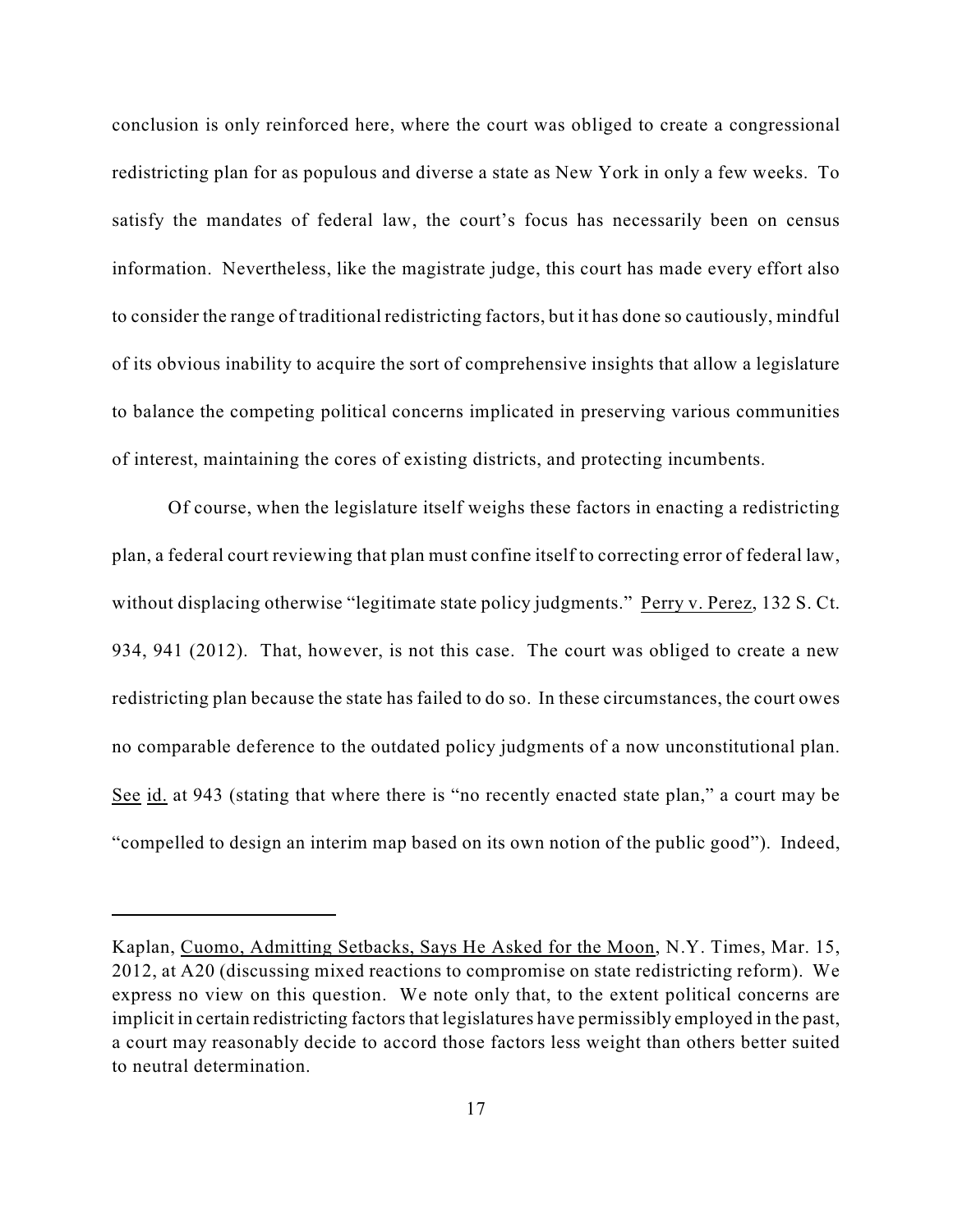conclusion is only reinforced here, where the court was obliged to create a congressional redistricting plan for as populous and diverse a state as New York in only a few weeks. To satisfy the mandates of federal law, the court's focus has necessarily been on census information. Nevertheless, like the magistrate judge, this court has made every effort also to consider the range of traditional redistricting factors, but it has done so cautiously, mindful of its obvious inability to acquire the sort of comprehensive insights that allow a legislature to balance the competing political concerns implicated in preserving various communities of interest, maintaining the cores of existing districts, and protecting incumbents.

Of course, when the legislature itself weighs these factors in enacting a redistricting plan, a federal court reviewing that plan must confine itself to correcting error of federal law, without displacing otherwise "legitimate state policy judgments." Perry v. Perez, 132 S. Ct. 934, 941 (2012). That, however, is not this case. The court was obliged to create a new redistricting plan because the state has failed to do so. In these circumstances, the court owes no comparable deference to the outdated policy judgments of a now unconstitutional plan. See id. at 943 (stating that where there is "no recently enacted state plan," a court may be "compelled to design an interim map based on its own notion of the public good"). Indeed,

---

Kaplan, Cuomo, Admitting Setbacks, Says He Asked for the Moon, N.Y. Times, Mar. 15, 2012, at A20 (discussing mixed reactions to compromise on state redistricting reform). We express no view on this question. We note only that, to the extent political concerns are implicit in certain redistricting factors that legislatures have permissibly employed in the past, a court may reasonably decide to accord those factors less weight than others better suited to neutral determination.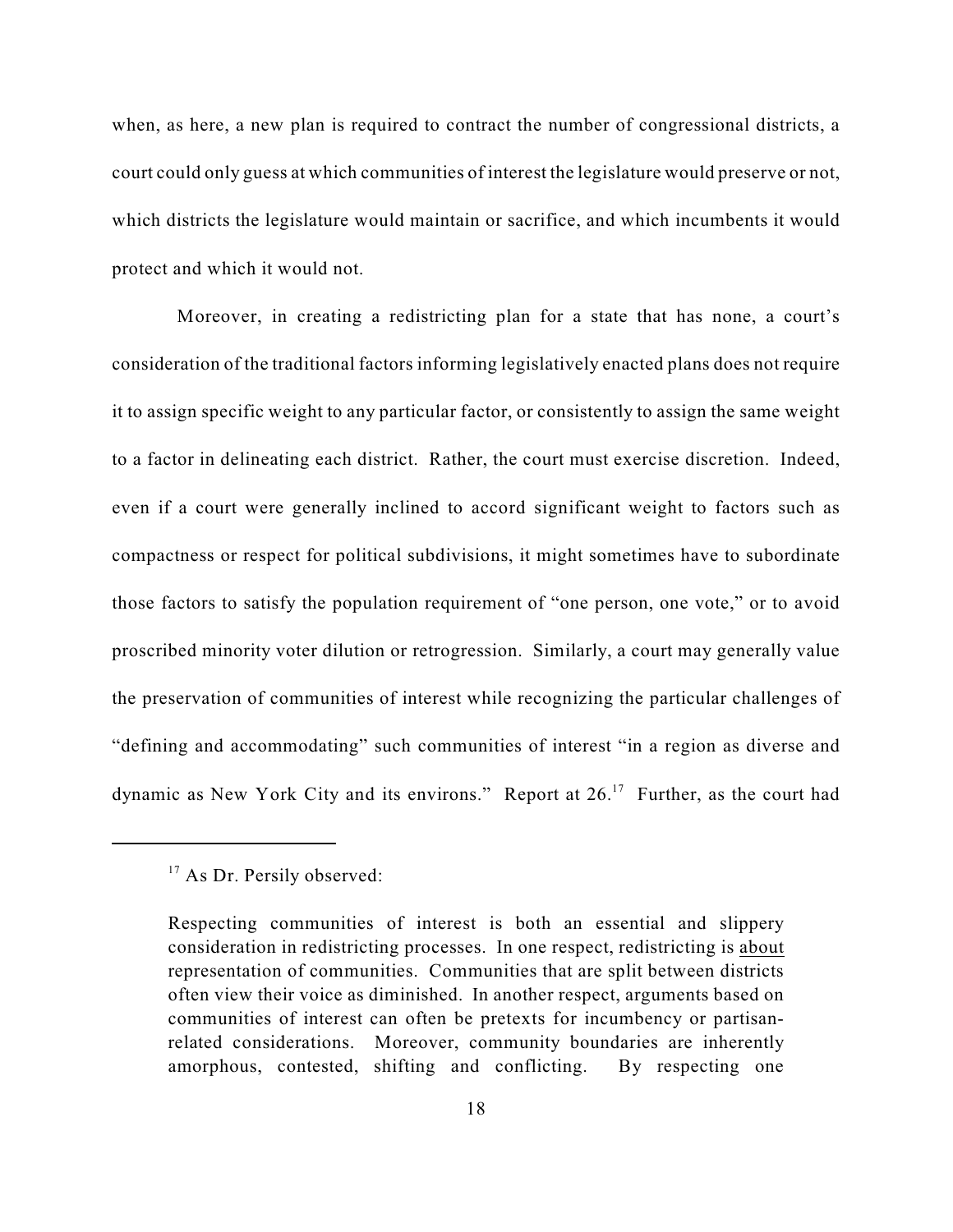when, as here, a new plan is required to contract the number of congressional districts, a court could only guess at which communities of interest the legislature would preserve or not, which districts the legislature would maintain or sacrifice, and which incumbents it would protect and which it would not.

Moreover, in creating a redistricting plan for a state that has none, a court's consideration of the traditional factors informing legislatively enacted plans does not require it to assign specific weight to any particular factor, or consistently to assign the same weight to a factor in delineating each district. Rather, the court must exercise discretion. Indeed, even if a court were generally inclined to accord significant weight to factors such as compactness or respect for political subdivisions, it might sometimes have to subordinate those factors to satisfy the population requirement of "one person, one vote," or to avoid proscribed minority voter dilution or retrogression. Similarly, a court may generally value the preservation of communities of interest while recognizing the particular challenges of "defining and accommodating" such communities of interest "in a region as diverse and dynamic as New York City and its environs." Report at 26.[17] Further, as the court had

---

[17] As Dr. Persily observed:

> Respecting communities of interest is both an essential and slippery consideration in redistricting processes. In one respect, redistricting is <u>about</u> representation of communities. Communities that are split between districts often view their voice as diminished. In another respect, arguments based on communities of interest can often be pretexts for incumbency or partisan-related considerations. Moreover, community boundaries are inherently amorphous, contested, shifting and conflicting. By respecting one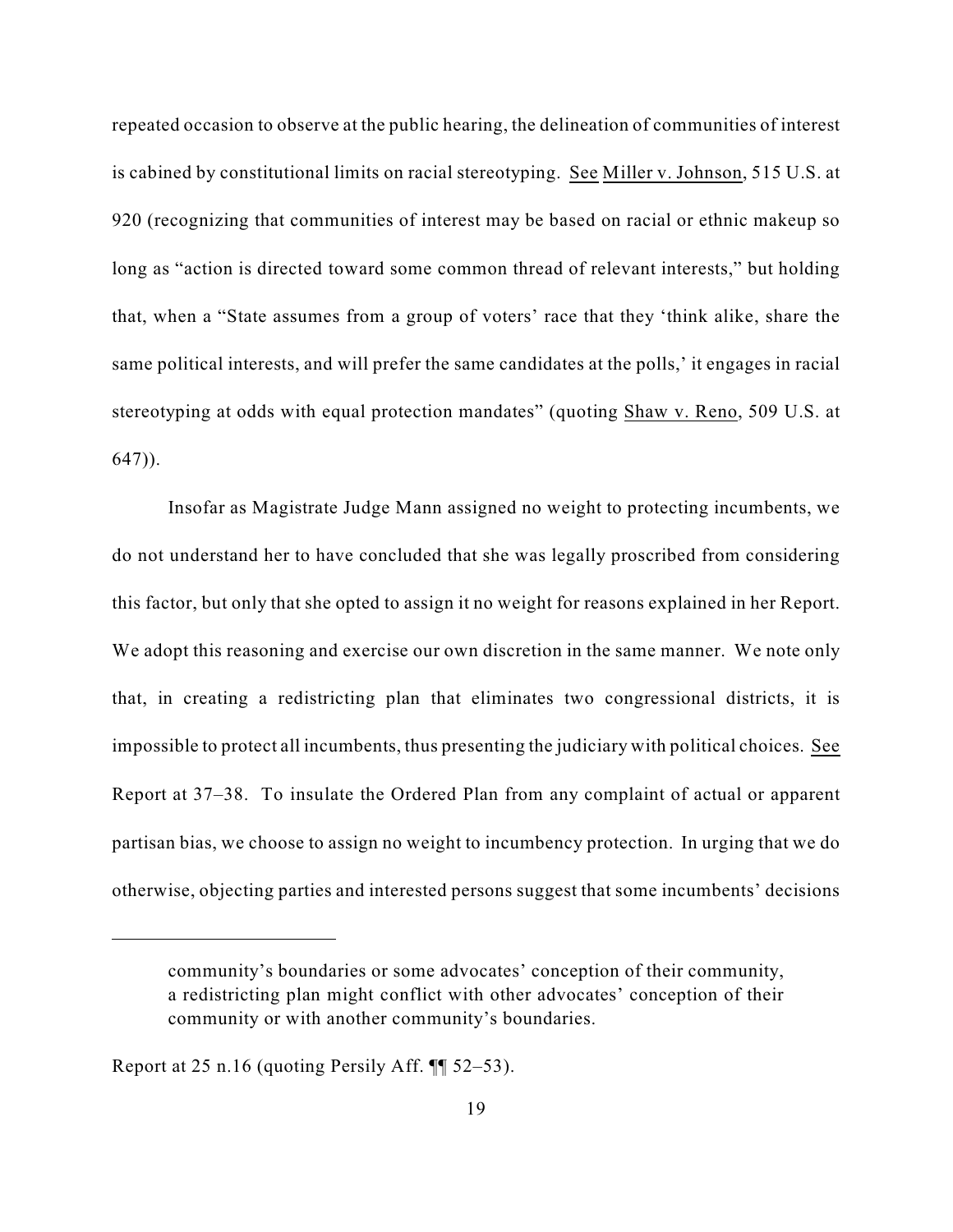repeated occasion to observe at the public hearing, the delineation of communities of interest is cabined by constitutional limits on racial stereotyping. See Miller v. Johnson, 515 U.S. at 920 (recognizing that communities of interest may be based on racial or ethnic makeup so long as "action is directed toward some common thread of relevant interests," but holding that, when a "State assumes from a group of voters' race that they 'think alike, share the same political interests, and will prefer the same candidates at the polls,' it engages in racial stereotyping at odds with equal protection mandates" (quoting Shaw v. Reno, 509 U.S. at 647)).

Insofar as Magistrate Judge Mann assigned no weight to protecting incumbents, we do not understand her to have concluded that she was legally proscribed from considering this factor, but only that she opted to assign it no weight for reasons explained in her Report. We adopt this reasoning and exercise our own discretion in the same manner. We note only that, in creating a redistricting plan that eliminates two congressional districts, it is impossible to protect all incumbents, thus presenting the judiciary with political choices. See Report at 37–38. To insulate the Ordered Plan from any complaint of actual or apparent partisan bias, we choose to assign no weight to incumbency protection. In urging that we do otherwise, objecting parties and interested persons suggest that some incumbents' decisions

---

> community's boundaries or some advocates' conception of their community, a redistricting plan might conflict with other advocates' conception of their community or with another community's boundaries.

Report at 25 n.16 (quoting Persily Aff. ¶¶ 52–53).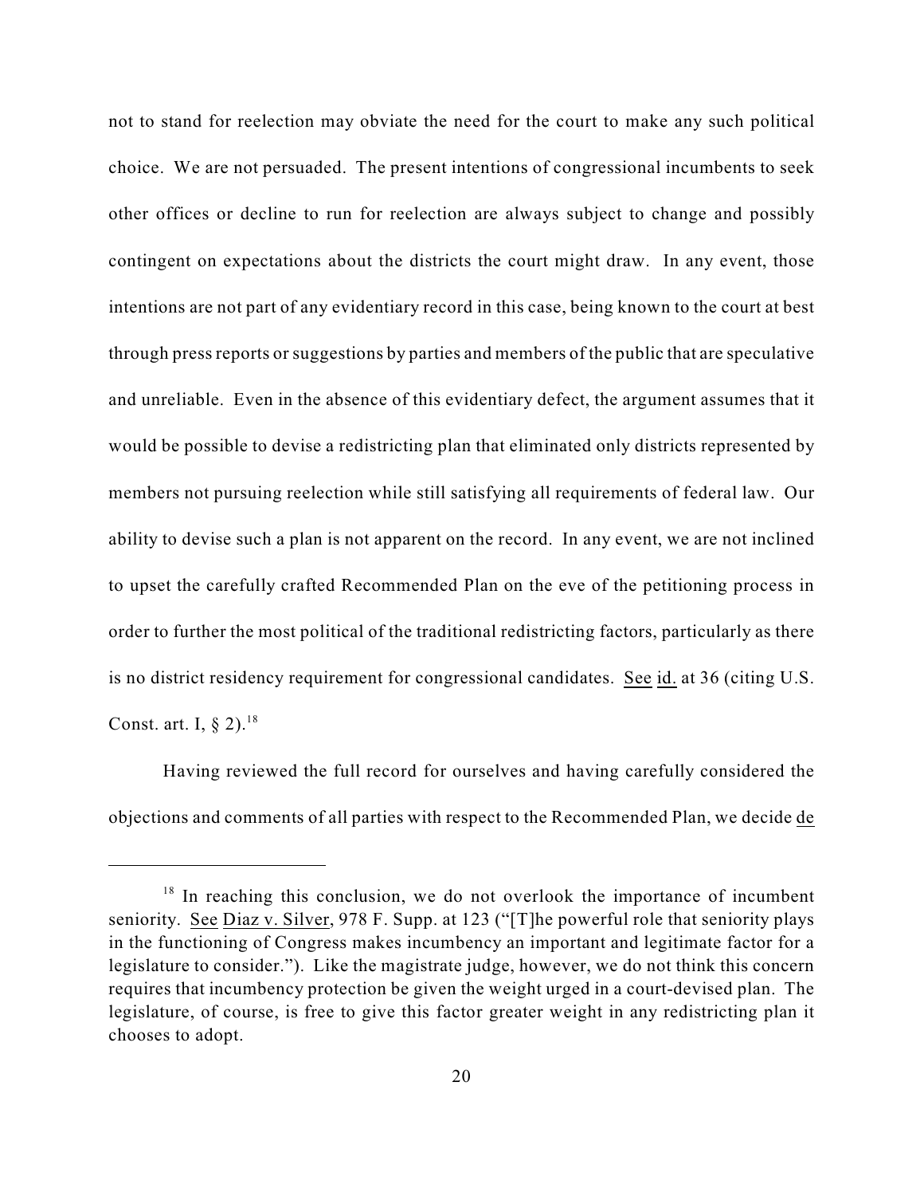not to stand for reelection may obviate the need for the court to make any such political choice. We are not persuaded. The present intentions of congressional incumbents to seek other offices or decline to run for reelection are always subject to change and possibly contingent on expectations about the districts the court might draw. In any event, those intentions are not part of any evidentiary record in this case, being known to the court at best through press reports or suggestions by parties and members of the public that are speculative and unreliable. Even in the absence of this evidentiary defect, the argument assumes that it would be possible to devise a redistricting plan that eliminated only districts represented by members not pursuing reelection while still satisfying all requirements of federal law. Our ability to devise such a plan is not apparent on the record. In any event, we are not inclined to upset the carefully crafted Recommended Plan on the eve of the petitioning process in order to further the most political of the traditional redistricting factors, particularly as there is no district residency requirement for congressional candidates. See id. at 36 (citing U.S. Const. art. I, § 2).[18]

Having reviewed the full record for ourselves and having carefully considered the objections and comments of all parties with respect to the Recommended Plan, we decide de

[18] In reaching this conclusion, we do not overlook the importance of incumbent seniority. See Diaz v. Silver, 978 F. Supp. at 123 ("[T]he powerful role that seniority plays in the functioning of Congress makes incumbency an important and legitimate factor for a legislature to consider."). Like the magistrate judge, however, we do not think this concern requires that incumbency protection be given the weight urged in a court-devised plan. The legislature, of course, is free to give this factor greater weight in any redistricting plan it chooses to adopt.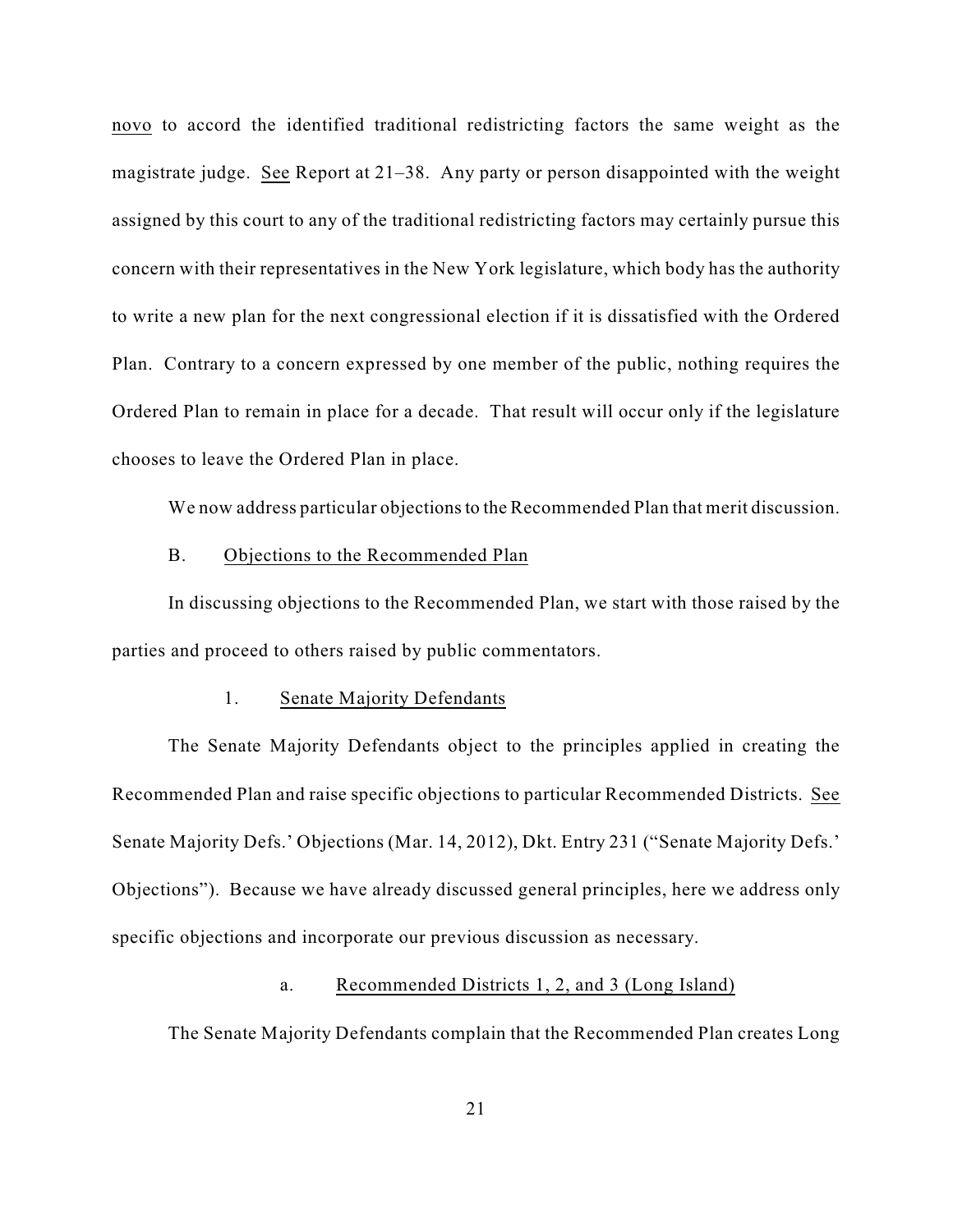novo to accord the identified traditional redistricting factors the same weight as the magistrate judge. See Report at 21–38. Any party or person disappointed with the weight assigned by this court to any of the traditional redistricting factors may certainly pursue this concern with their representatives in the New York legislature, which body has the authority to write a new plan for the next congressional election if it is dissatisfied with the Ordered Plan. Contrary to a concern expressed by one member of the public, nothing requires the Ordered Plan to remain in place for a decade. That result will occur only if the legislature chooses to leave the Ordered Plan in place.

We now address particular objections to the Recommended Plan that merit discussion.

### B. Objections to the Recommended Plan

In discussing objections to the Recommended Plan, we start with those raised by the parties and proceed to others raised by public commentators.

#### 1. Senate Majority Defendants

The Senate Majority Defendants object to the principles applied in creating the Recommended Plan and raise specific objections to particular Recommended Districts. See Senate Majority Defs.' Objections (Mar. 14, 2012), Dkt. Entry 231 ("Senate Majority Defs.' Objections"). Because we have already discussed general principles, here we address only specific objections and incorporate our previous discussion as necessary.

##### a. Recommended Districts 1, 2, and 3 (Long Island)

The Senate Majority Defendants complain that the Recommended Plan creates Long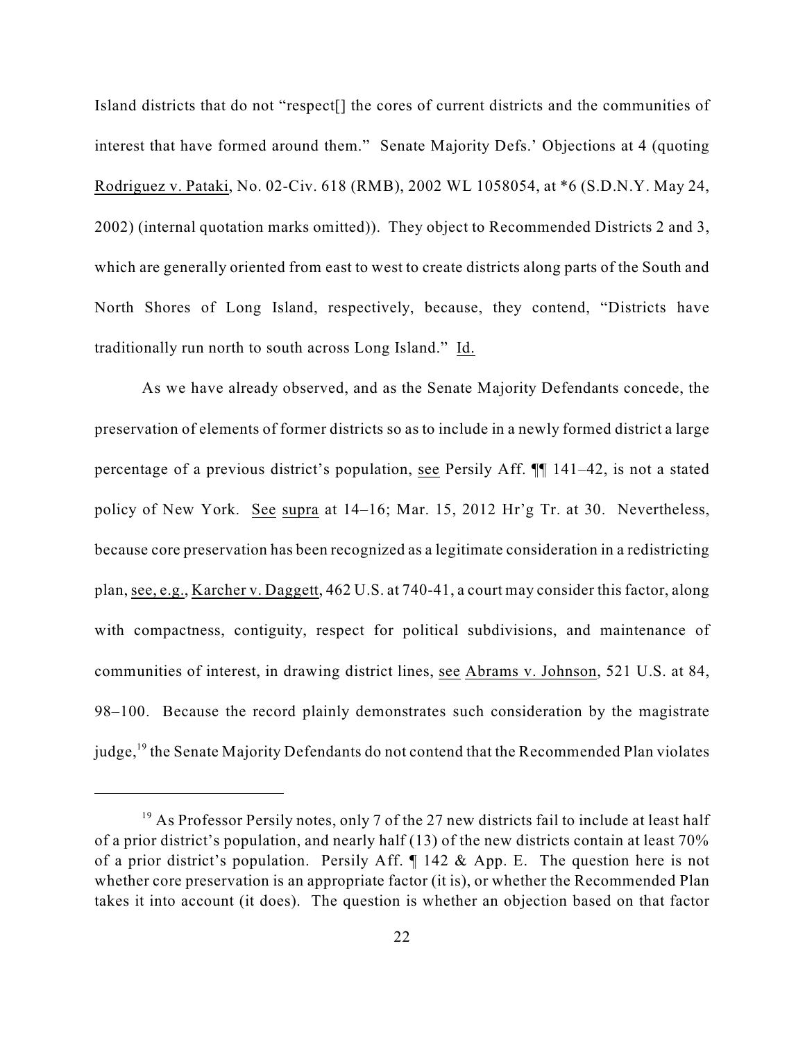Island districts that do not "respect[] the cores of current districts and the communities of interest that have formed around them." Senate Majority Defs.' Objections at 4 (quoting Rodriguez v. Pataki, No. 02-Civ. 618 (RMB), 2002 WL 1058054, at *6 (S.D.N.Y. May 24, 2002) (internal quotation marks omitted)). They object to Recommended Districts 2 and 3, which are generally oriented from east to west to create districts along parts of the South and North Shores of Long Island, respectively, because, they contend, "Districts have traditionally run north to south across Long Island." Id.

As we have already observed, and as the Senate Majority Defendants concede, the preservation of elements of former districts so as to include in a newly formed district a large percentage of a previous district's population, see Persily Aff. ¶¶ 141–42, is not a stated policy of New York. See supra at 14–16; Mar. 15, 2012 Hr'g Tr. at 30. Nevertheless, because core preservation has been recognized as a legitimate consideration in a redistricting plan, see, e.g., Karcher v. Daggett, 462 U.S. at 740-41, a court may consider this factor, along with compactness, contiguity, respect for political subdivisions, and maintenance of communities of interest, in drawing district lines, see Abrams v. Johnson, 521 U.S. at 84, 98–100. Because the record plainly demonstrates such consideration by the magistrate judge,[19] the Senate Majority Defendants do not contend that the Recommended Plan violates

[19] As Professor Persily notes, only 7 of the 27 new districts fail to include at least half of a prior district's population, and nearly half (13) of the new districts contain at least 70% of a prior district's population. Persily Aff. ¶ 142 & App. E. The question here is not whether core preservation is an appropriate factor (it is), or whether the Recommended Plan takes it into account (it does). The question is whether an objection based on that factor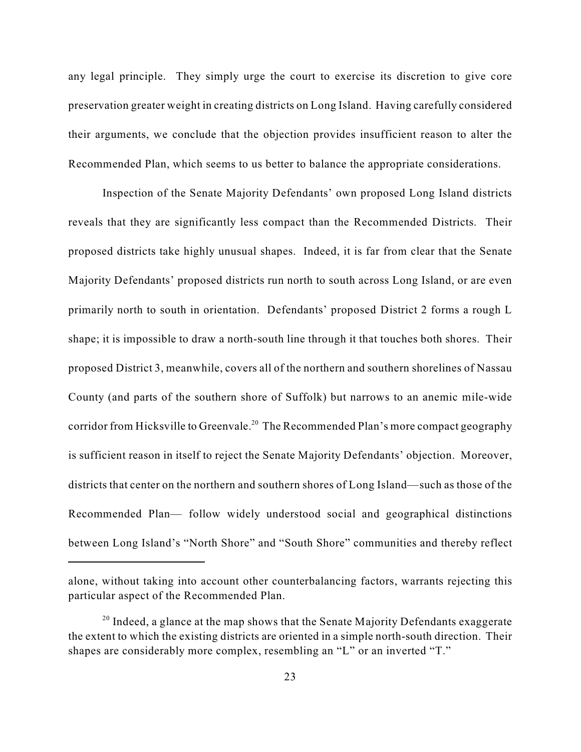any legal principle. They simply urge the court to exercise its discretion to give core preservation greater weight in creating districts on Long Island. Having carefully considered their arguments, we conclude that the objection provides insufficient reason to alter the Recommended Plan, which seems to us better to balance the appropriate considerations.

Inspection of the Senate Majority Defendants' own proposed Long Island districts reveals that they are significantly less compact than the Recommended Districts. Their proposed districts take highly unusual shapes. Indeed, it is far from clear that the Senate Majority Defendants' proposed districts run north to south across Long Island, or are even primarily north to south in orientation. Defendants' proposed District 2 forms a rough L shape; it is impossible to draw a north-south line through it that touches both shores. Their proposed District 3, meanwhile, covers all of the northern and southern shorelines of Nassau County (and parts of the southern shore of Suffolk) but narrows to an anemic mile-wide corridor from Hicksville to Greenvale.[20] The Recommended Plan's more compact geography is sufficient reason in itself to reject the Senate Majority Defendants' objection. Moreover, districts that center on the northern and southern shores of Long Island—such as those of the Recommended Plan— follow widely understood social and geographical distinctions between Long Island's "North Shore" and "South Shore" communities and thereby reflect

---

alone, without taking into account other counterbalancing factors, warrants rejecting this particular aspect of the Recommended Plan.

[20] Indeed, a glance at the map shows that the Senate Majority Defendants exaggerate the extent to which the existing districts are oriented in a simple north-south direction. Their shapes are considerably more complex, resembling an "L" or an inverted "T."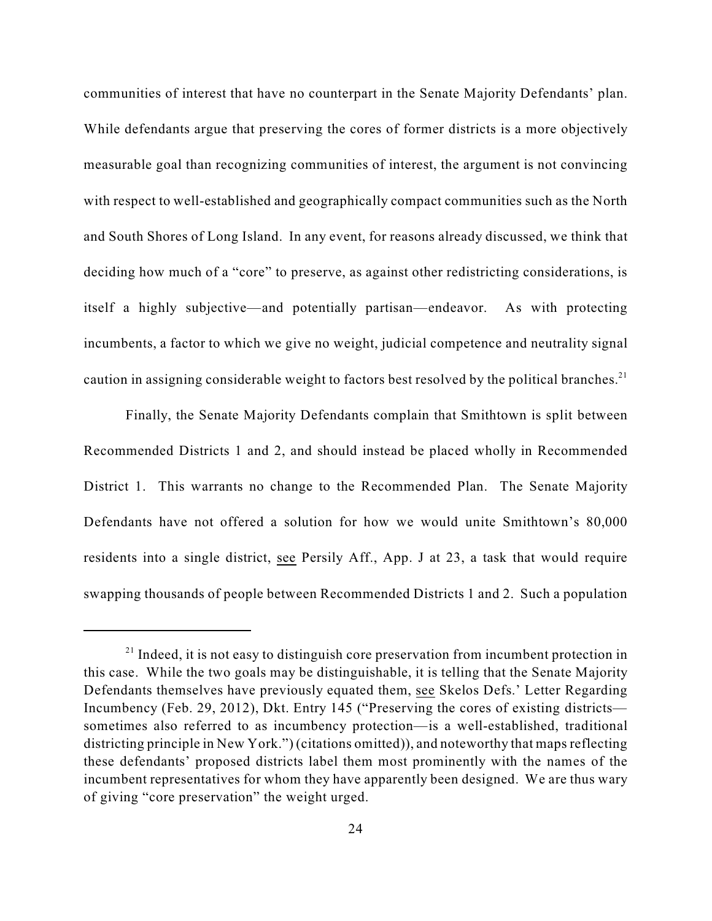communities of interest that have no counterpart in the Senate Majority Defendants' plan. While defendants argue that preserving the cores of former districts is a more objectively measurable goal than recognizing communities of interest, the argument is not convincing with respect to well-established and geographically compact communities such as the North and South Shores of Long Island. In any event, for reasons already discussed, we think that deciding how much of a "core" to preserve, as against other redistricting considerations, is itself a highly subjective—and potentially partisan—endeavor. As with protecting incumbents, a factor to which we give no weight, judicial competence and neutrality signal caution in assigning considerable weight to factors best resolved by the political branches.[21]

Finally, the Senate Majority Defendants complain that Smithtown is split between Recommended Districts 1 and 2, and should instead be placed wholly in Recommended District 1. This warrants no change to the Recommended Plan. The Senate Majority Defendants have not offered a solution for how we would unite Smithtown's 80,000 residents into a single district, see Persily Aff., App. J at 23, a task that would require swapping thousands of people between Recommended Districts 1 and 2. Such a population

[21] Indeed, it is not easy to distinguish core preservation from incumbent protection in this case. While the two goals may be distinguishable, it is telling that the Senate Majority Defendants themselves have previously equated them, see Skelos Defs.' Letter Regarding Incumbency (Feb. 29, 2012), Dkt. Entry 145 ("Preserving the cores of existing districts—sometimes also referred to as incumbency protection—is a well-established, traditional districting principle in New York.") (citations omitted)), and noteworthy that maps reflecting these defendants' proposed districts label them most prominently with the names of the incumbent representatives for whom they have apparently been designed. We are thus wary of giving "core preservation" the weight urged.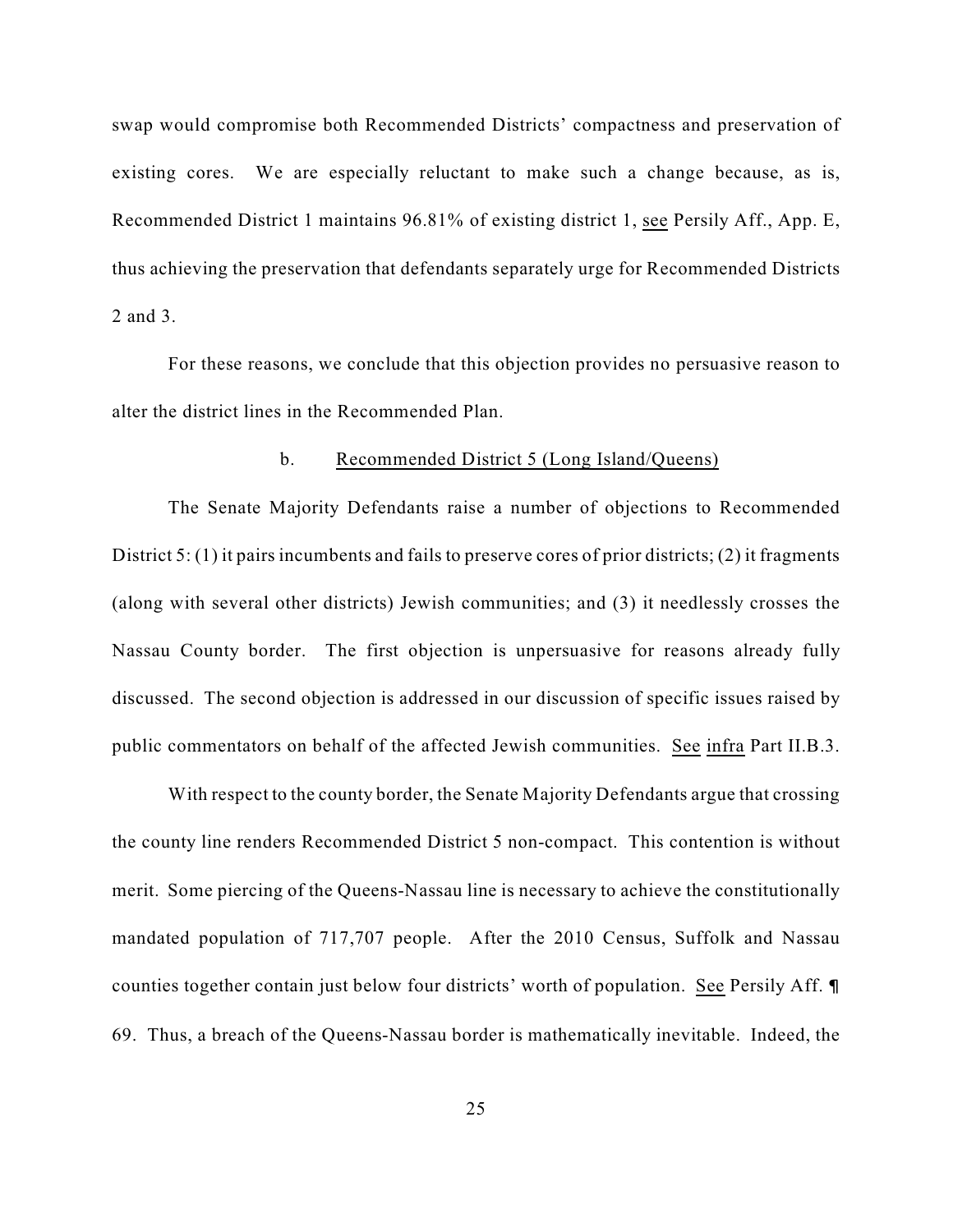swap would compromise both Recommended Districts' compactness and preservation of existing cores. We are especially reluctant to make such a change because, as is, Recommended District 1 maintains 96.81% of existing district 1, see Persily Aff., App. E, thus achieving the preservation that defendants separately urge for Recommended Districts 2 and 3.

For these reasons, we conclude that this objection provides no persuasive reason to alter the district lines in the Recommended Plan.

b. Recommended District 5 (Long Island/Queens)

The Senate Majority Defendants raise a number of objections to Recommended District 5: (1) it pairs incumbents and fails to preserve cores of prior districts; (2) it fragments (along with several other districts) Jewish communities; and (3) it needlessly crosses the Nassau County border. The first objection is unpersuasive for reasons already fully discussed. The second objection is addressed in our discussion of specific issues raised by public commentators on behalf of the affected Jewish communities. See infra Part II.B.3.

With respect to the county border, the Senate Majority Defendants argue that crossing the county line renders Recommended District 5 non-compact. This contention is without merit. Some piercing of the Queens-Nassau line is necessary to achieve the constitutionally mandated population of 717,707 people. After the 2010 Census, Suffolk and Nassau counties together contain just below four districts' worth of population. See Persily Aff. ¶ 69. Thus, a breach of the Queens-Nassau border is mathematically inevitable. Indeed, the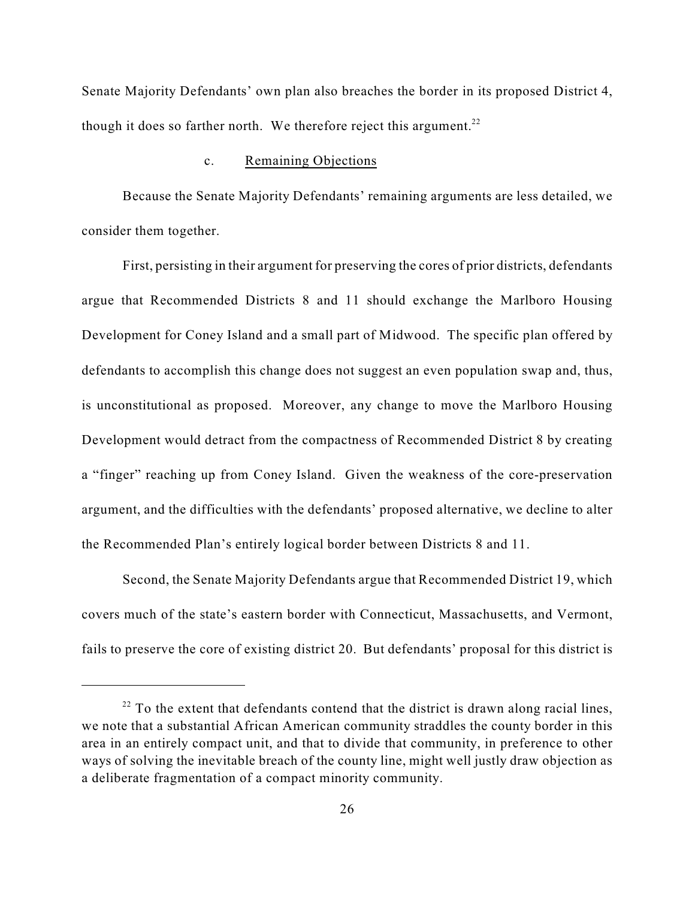Senate Majority Defendants' own plan also breaches the border in its proposed District 4, though it does so farther north. We therefore reject this argument.[22]

c. Remaining Objections

Because the Senate Majority Defendants' remaining arguments are less detailed, we consider them together.

First, persisting in their argument for preserving the cores of prior districts, defendants argue that Recommended Districts 8 and 11 should exchange the Marlboro Housing Development for Coney Island and a small part of Midwood. The specific plan offered by defendants to accomplish this change does not suggest an even population swap and, thus, is unconstitutional as proposed. Moreover, any change to move the Marlboro Housing Development would detract from the compactness of Recommended District 8 by creating a "finger" reaching up from Coney Island. Given the weakness of the core-preservation argument, and the difficulties with the defendants' proposed alternative, we decline to alter the Recommended Plan's entirely logical border between Districts 8 and 11.

Second, the Senate Majority Defendants argue that Recommended District 19, which covers much of the state's eastern border with Connecticut, Massachusetts, and Vermont, fails to preserve the core of existing district 20. But defendants' proposal for this district is

---

[22] To the extent that defendants contend that the district is drawn along racial lines, we note that a substantial African American community straddles the county border in this area in an entirely compact unit, and that to divide that community, in preference to other ways of solving the inevitable breach of the county line, might well justly draw objection as a deliberate fragmentation of a compact minority community.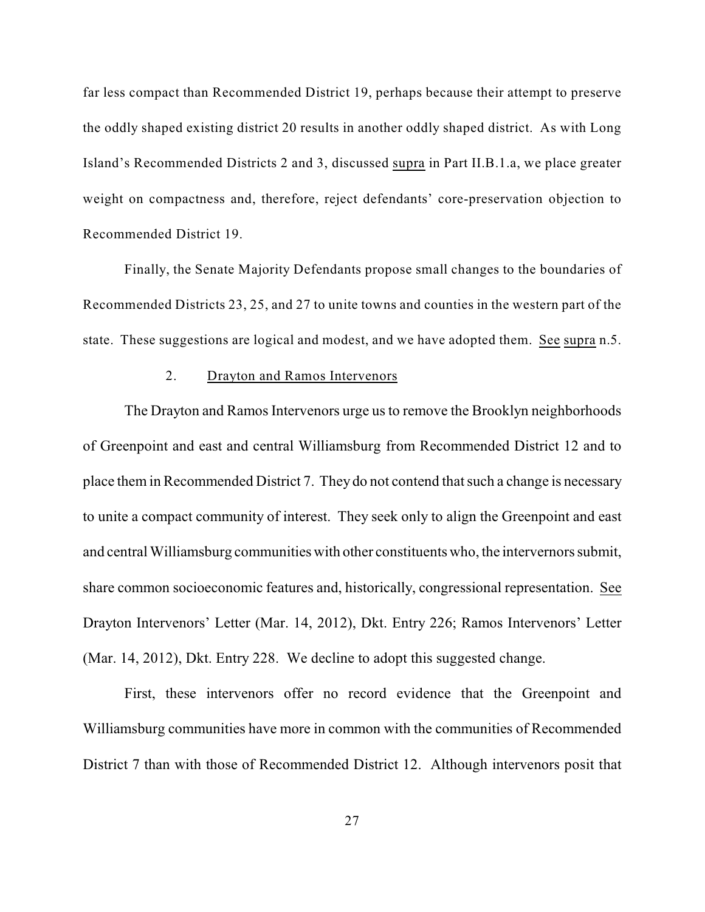far less compact than Recommended District 19, perhaps because their attempt to preserve the oddly shaped existing district 20 results in another oddly shaped district. As with Long Island's Recommended Districts 2 and 3, discussed supra in Part II.B.1.a, we place greater weight on compactness and, therefore, reject defendants' core-preservation objection to Recommended District 19.

Finally, the Senate Majority Defendants propose small changes to the boundaries of Recommended Districts 23, 25, and 27 to unite towns and counties in the western part of the state. These suggestions are logical and modest, and we have adopted them. See supra n.5.

### 2. Drayton and Ramos Intervenors

The Drayton and Ramos Intervenors urge us to remove the Brooklyn neighborhoods of Greenpoint and east and central Williamsburg from Recommended District 12 and to place them in Recommended District 7. They do not contend that such a change is necessary to unite a compact community of interest. They seek only to align the Greenpoint and east and central Williamsburg communities with other constituents who, the intervernors submit, share common socioeconomic features and, historically, congressional representation. See Drayton Intervenors' Letter (Mar. 14, 2012), Dkt. Entry 226; Ramos Intervenors' Letter (Mar. 14, 2012), Dkt. Entry 228. We decline to adopt this suggested change.

First, these intervenors offer no record evidence that the Greenpoint and Williamsburg communities have more in common with the communities of Recommended District 7 than with those of Recommended District 12. Although intervenors posit that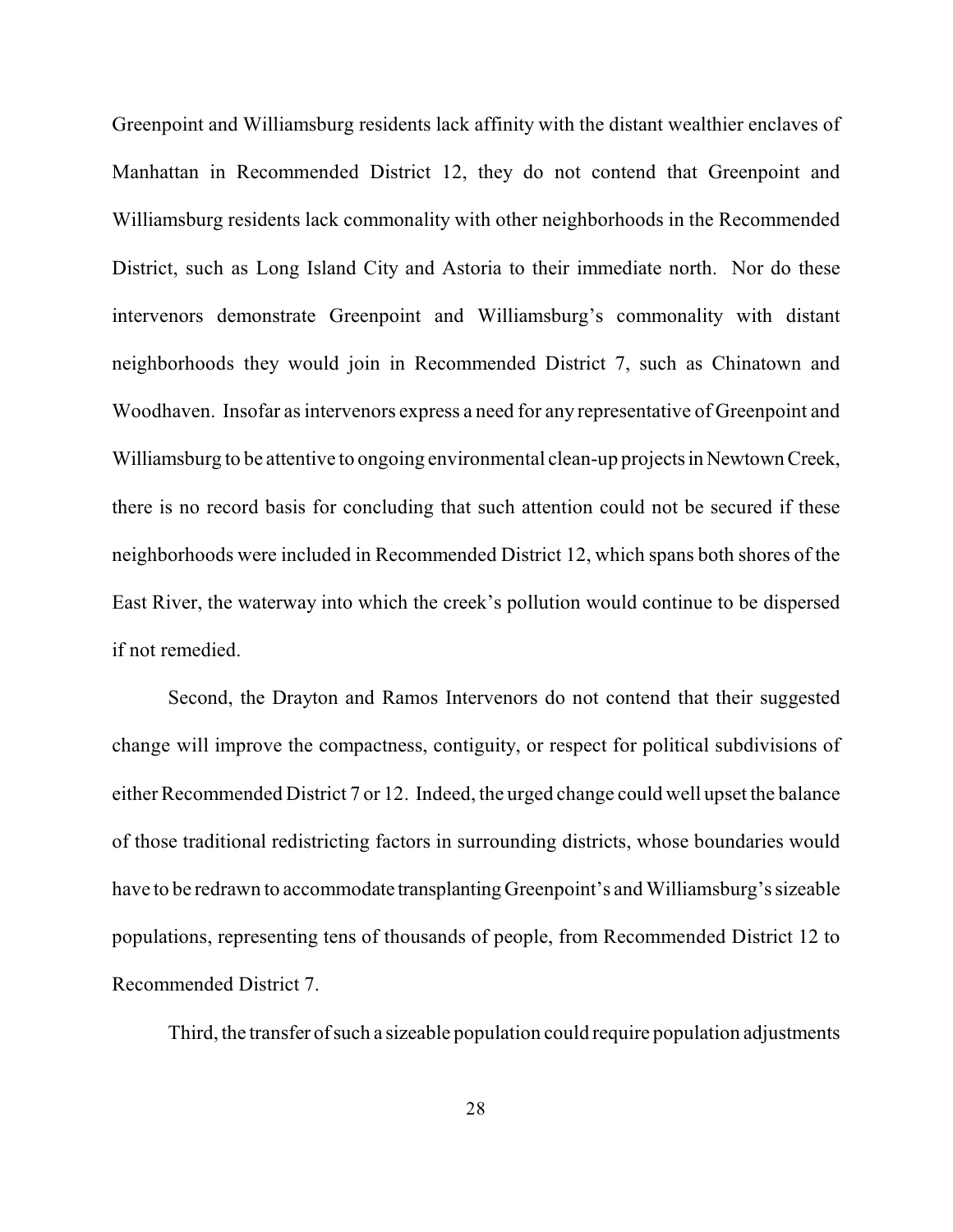Greenpoint and Williamsburg residents lack affinity with the distant wealthier enclaves of Manhattan in Recommended District 12, they do not contend that Greenpoint and Williamsburg residents lack commonality with other neighborhoods in the Recommended District, such as Long Island City and Astoria to their immediate north. Nor do these intervenors demonstrate Greenpoint and Williamsburg's commonality with distant neighborhoods they would join in Recommended District 7, such as Chinatown and Woodhaven. Insofar as intervenors express a need for any representative of Greenpoint and Williamsburg to be attentive to ongoing environmental clean-up projects in Newtown Creek, there is no record basis for concluding that such attention could not be secured if these neighborhoods were included in Recommended District 12, which spans both shores of the East River, the waterway into which the creek's pollution would continue to be dispersed if not remedied.

Second, the Drayton and Ramos Intervenors do not contend that their suggested change will improve the compactness, contiguity, or respect for political subdivisions of either Recommended District 7 or 12. Indeed, the urged change could well upset the balance of those traditional redistricting factors in surrounding districts, whose boundaries would have to be redrawn to accommodate transplanting Greenpoint's and Williamsburg's sizeable populations, representing tens of thousands of people, from Recommended District 12 to Recommended District 7.

Third, the transfer of such a sizeable population could require population adjustments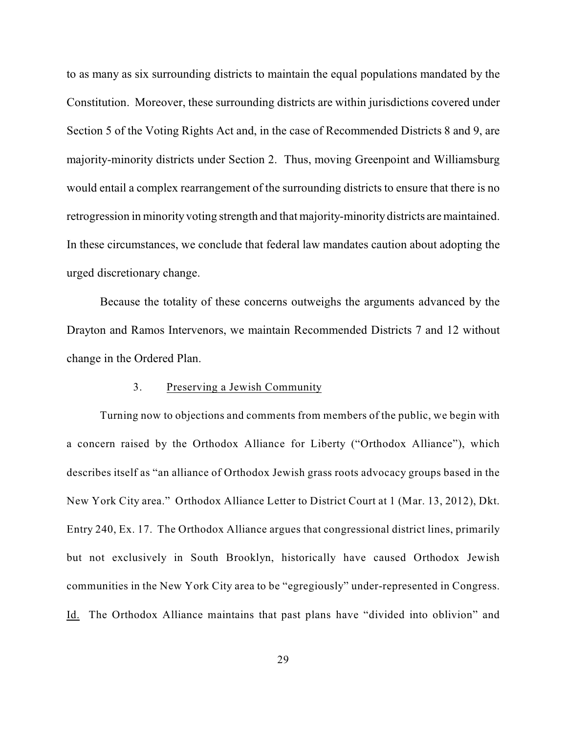to as many as six surrounding districts to maintain the equal populations mandated by the Constitution. Moreover, these surrounding districts are within jurisdictions covered under Section 5 of the Voting Rights Act and, in the case of Recommended Districts 8 and 9, are majority-minority districts under Section 2. Thus, moving Greenpoint and Williamsburg would entail a complex rearrangement of the surrounding districts to ensure that there is no retrogression in minority voting strength and that majority-minority districts are maintained. In these circumstances, we conclude that federal law mandates caution about adopting the urged discretionary change.

Because the totality of these concerns outweighs the arguments advanced by the Drayton and Ramos Intervenors, we maintain Recommended Districts 7 and 12 without change in the Ordered Plan.

### 3. Preserving a Jewish Community

Turning now to objections and comments from members of the public, we begin with a concern raised by the Orthodox Alliance for Liberty ("Orthodox Alliance"), which describes itself as "an alliance of Orthodox Jewish grass roots advocacy groups based in the New York City area." Orthodox Alliance Letter to District Court at 1 (Mar. 13, 2012), Dkt. Entry 240, Ex. 17. The Orthodox Alliance argues that congressional district lines, primarily but not exclusively in South Brooklyn, historically have caused Orthodox Jewish communities in the New York City area to be "egregiously" under-represented in Congress. Id. The Orthodox Alliance maintains that past plans have "divided into oblivion" and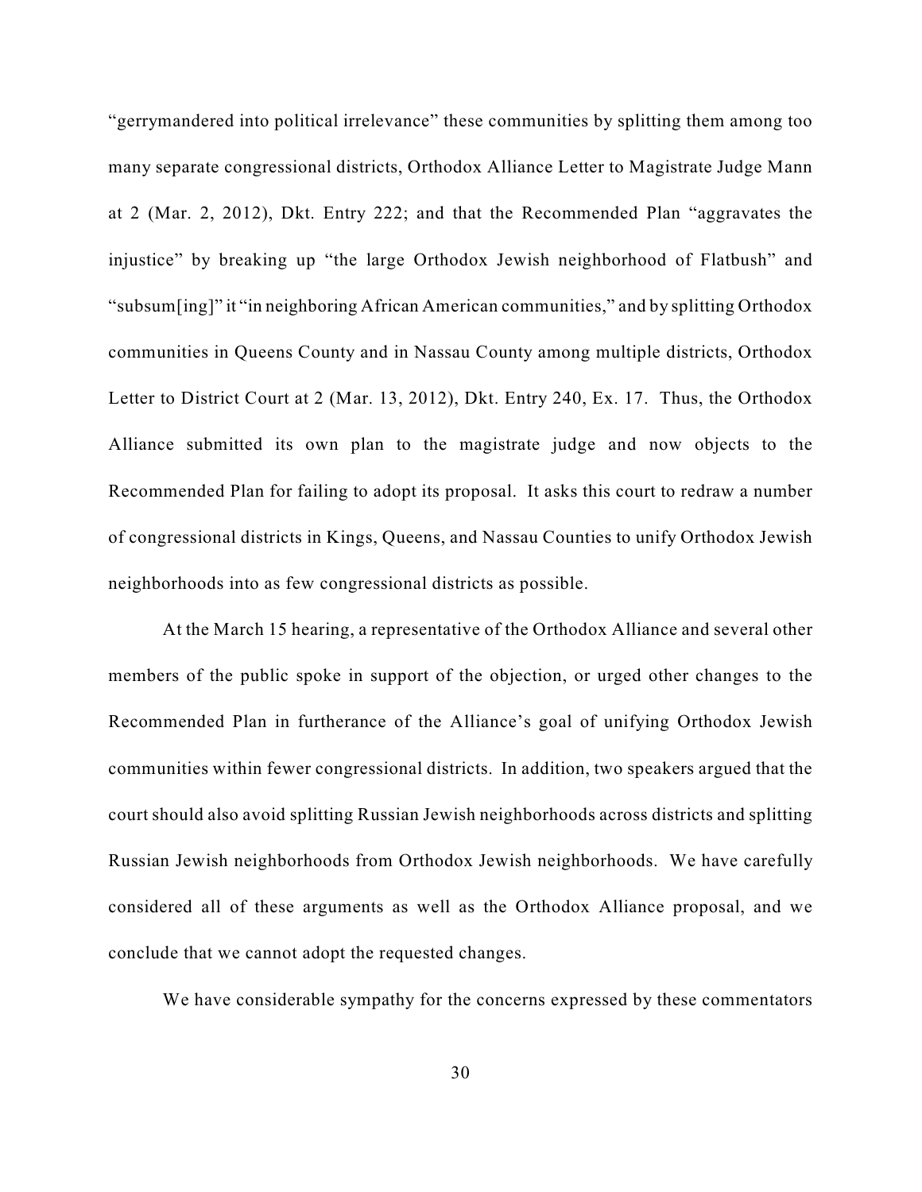"gerrymandered into political irrelevance" these communities by splitting them among too many separate congressional districts, Orthodox Alliance Letter to Magistrate Judge Mann at 2 (Mar. 2, 2012), Dkt. Entry 222; and that the Recommended Plan "aggravates the injustice" by breaking up "the large Orthodox Jewish neighborhood of Flatbush" and "subsum[ing]" it "in neighboring African American communities," and by splitting Orthodox communities in Queens County and in Nassau County among multiple districts, Orthodox Letter to District Court at 2 (Mar. 13, 2012), Dkt. Entry 240, Ex. 17. Thus, the Orthodox Alliance submitted its own plan to the magistrate judge and now objects to the Recommended Plan for failing to adopt its proposal. It asks this court to redraw a number of congressional districts in Kings, Queens, and Nassau Counties to unify Orthodox Jewish neighborhoods into as few congressional districts as possible.

At the March 15 hearing, a representative of the Orthodox Alliance and several other members of the public spoke in support of the objection, or urged other changes to the Recommended Plan in furtherance of the Alliance's goal of unifying Orthodox Jewish communities within fewer congressional districts. In addition, two speakers argued that the court should also avoid splitting Russian Jewish neighborhoods across districts and splitting Russian Jewish neighborhoods from Orthodox Jewish neighborhoods. We have carefully considered all of these arguments as well as the Orthodox Alliance proposal, and we conclude that we cannot adopt the requested changes.

We have considerable sympathy for the concerns expressed by these commentators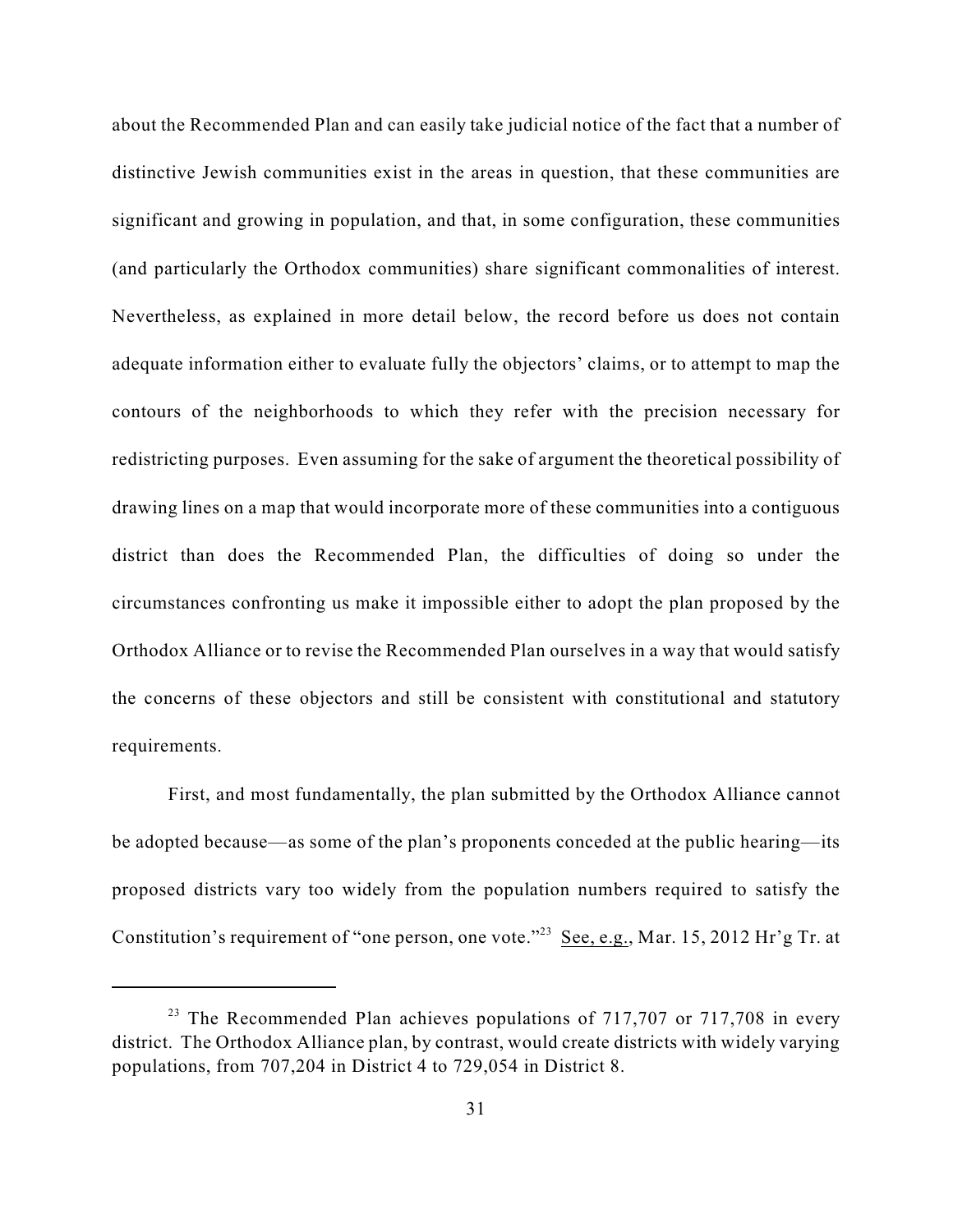about the Recommended Plan and can easily take judicial notice of the fact that a number of distinctive Jewish communities exist in the areas in question, that these communities are significant and growing in population, and that, in some configuration, these communities (and particularly the Orthodox communities) share significant commonalities of interest. Nevertheless, as explained in more detail below, the record before us does not contain adequate information either to evaluate fully the objectors' claims, or to attempt to map the contours of the neighborhoods to which they refer with the precision necessary for redistricting purposes. Even assuming for the sake of argument the theoretical possibility of drawing lines on a map that would incorporate more of these communities into a contiguous district than does the Recommended Plan, the difficulties of doing so under the circumstances confronting us make it impossible either to adopt the plan proposed by the Orthodox Alliance or to revise the Recommended Plan ourselves in a way that would satisfy the concerns of these objectors and still be consistent with constitutional and statutory requirements.

First, and most fundamentally, the plan submitted by the Orthodox Alliance cannot be adopted because—as some of the plan's proponents conceded at the public hearing—its proposed districts vary too widely from the population numbers required to satisfy the Constitution's requirement of "one person, one vote."[23] See, e.g., Mar. 15, 2012 Hr'g Tr. at

[23] The Recommended Plan achieves populations of 717,707 or 717,708 in every district. The Orthodox Alliance plan, by contrast, would create districts with widely varying populations, from 707,204 in District 4 to 729,054 in District 8.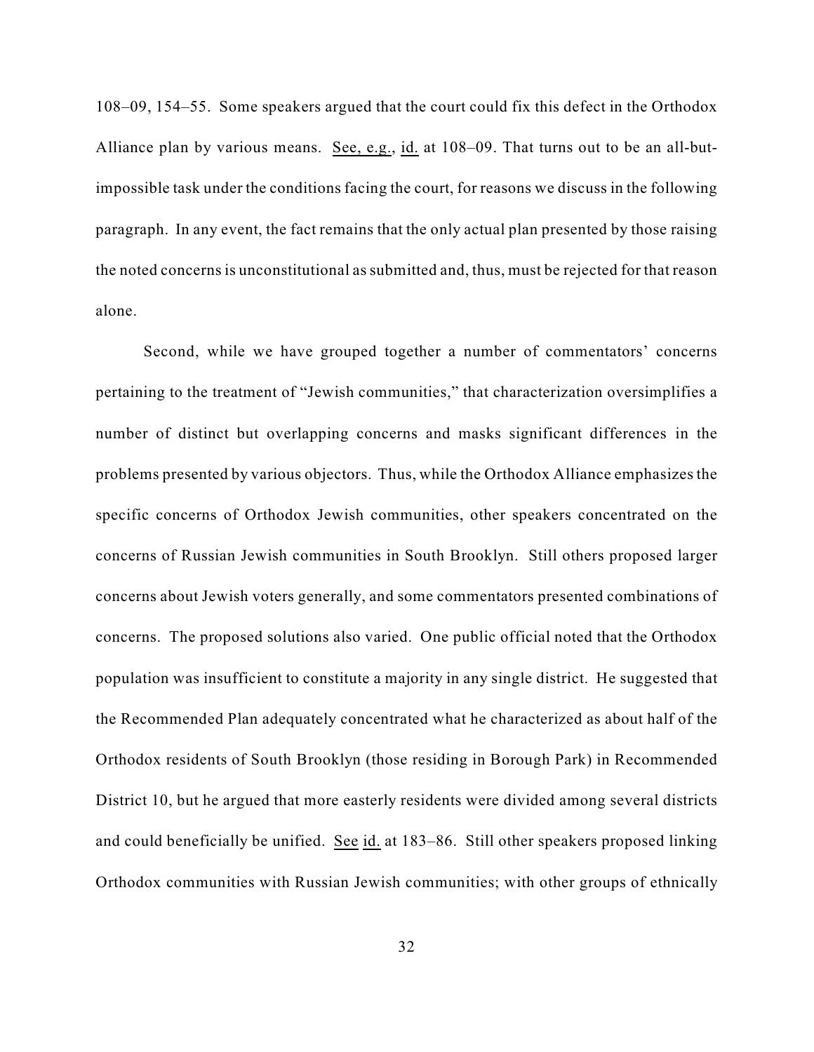108–09, 154–55. Some speakers argued that the court could fix this defect in the Orthodox Alliance plan by various means. See, e.g., id. at 108–09. That turns out to be an all-but-impossible task under the conditions facing the court, for reasons we discuss in the following paragraph. In any event, the fact remains that the only actual plan presented by those raising the noted concerns is unconstitutional as submitted and, thus, must be rejected for that reason alone.

Second, while we have grouped together a number of commentators' concerns pertaining to the treatment of "Jewish communities," that characterization oversimplifies a number of distinct but overlapping concerns and masks significant differences in the problems presented by various objectors. Thus, while the Orthodox Alliance emphasizes the specific concerns of Orthodox Jewish communities, other speakers concentrated on the concerns of Russian Jewish communities in South Brooklyn. Still others proposed larger concerns about Jewish voters generally, and some commentators presented combinations of concerns. The proposed solutions also varied. One public official noted that the Orthodox population was insufficient to constitute a majority in any single district. He suggested that the Recommended Plan adequately concentrated what he characterized as about half of the Orthodox residents of South Brooklyn (those residing in Borough Park) in Recommended District 10, but he argued that more easterly residents were divided among several districts and could beneficially be unified. See id. at 183–86. Still other speakers proposed linking Orthodox communities with Russian Jewish communities; with other groups of ethnically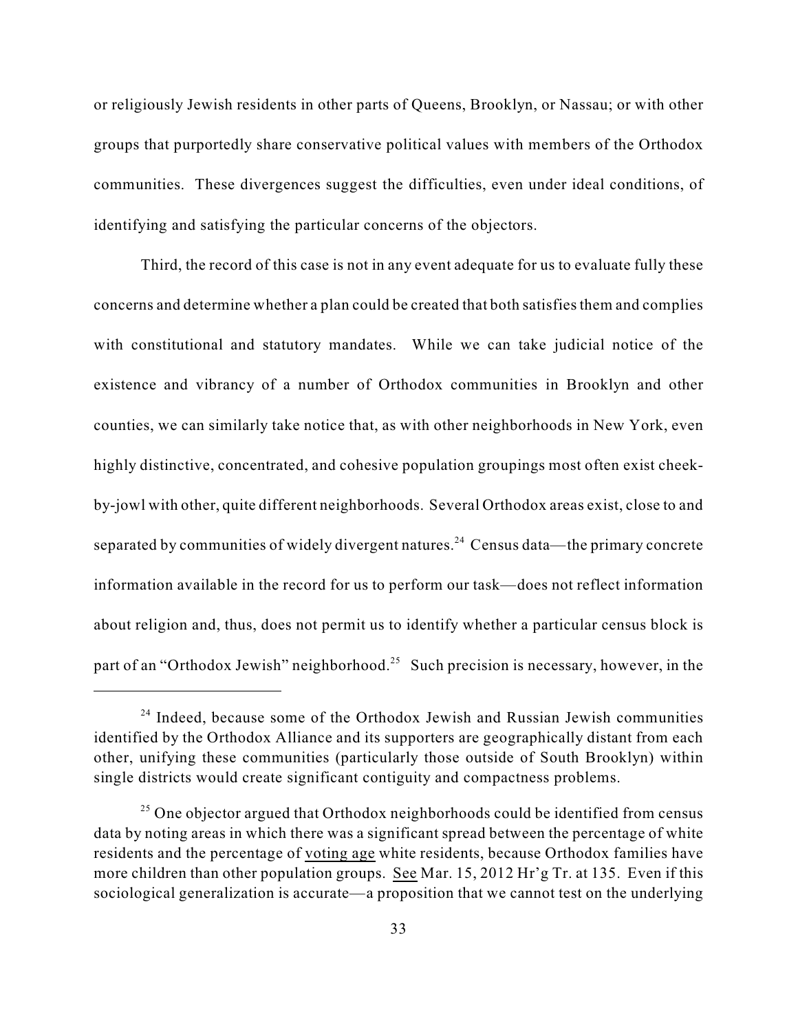or religiously Jewish residents in other parts of Queens, Brooklyn, or Nassau; or with other groups that purportedly share conservative political values with members of the Orthodox communities. These divergences suggest the difficulties, even under ideal conditions, of identifying and satisfying the particular concerns of the objectors.

Third, the record of this case is not in any event adequate for us to evaluate fully these concerns and determine whether a plan could be created that both satisfies them and complies with constitutional and statutory mandates. While we can take judicial notice of the existence and vibrancy of a number of Orthodox communities in Brooklyn and other counties, we can similarly take notice that, as with other neighborhoods in New York, even highly distinctive, concentrated, and cohesive population groupings most often exist cheek-by-jowl with other, quite different neighborhoods. Several Orthodox areas exist, close to and separated by communities of widely divergent natures.[24] Census data—the primary concrete information available in the record for us to perform our task—does not reflect information about religion and, thus, does not permit us to identify whether a particular census block is part of an "Orthodox Jewish" neighborhood.[25] Such precision is necessary, however, in the

---

[24] Indeed, because some of the Orthodox Jewish and Russian Jewish communities identified by the Orthodox Alliance and its supporters are geographically distant from each other, unifying these communities (particularly those outside of South Brooklyn) within single districts would create significant contiguity and compactness problems.

[25] One objector argued that Orthodox neighborhoods could be identified from census data by noting areas in which there was a significant spread between the percentage of white residents and the percentage of <u>voting age</u> white residents, because Orthodox families have more children than other population groups. <u>See</u> Mar. 15, 2012 Hr'g Tr. at 135. Even if this sociological generalization is accurate—a proposition that we cannot test on the underlying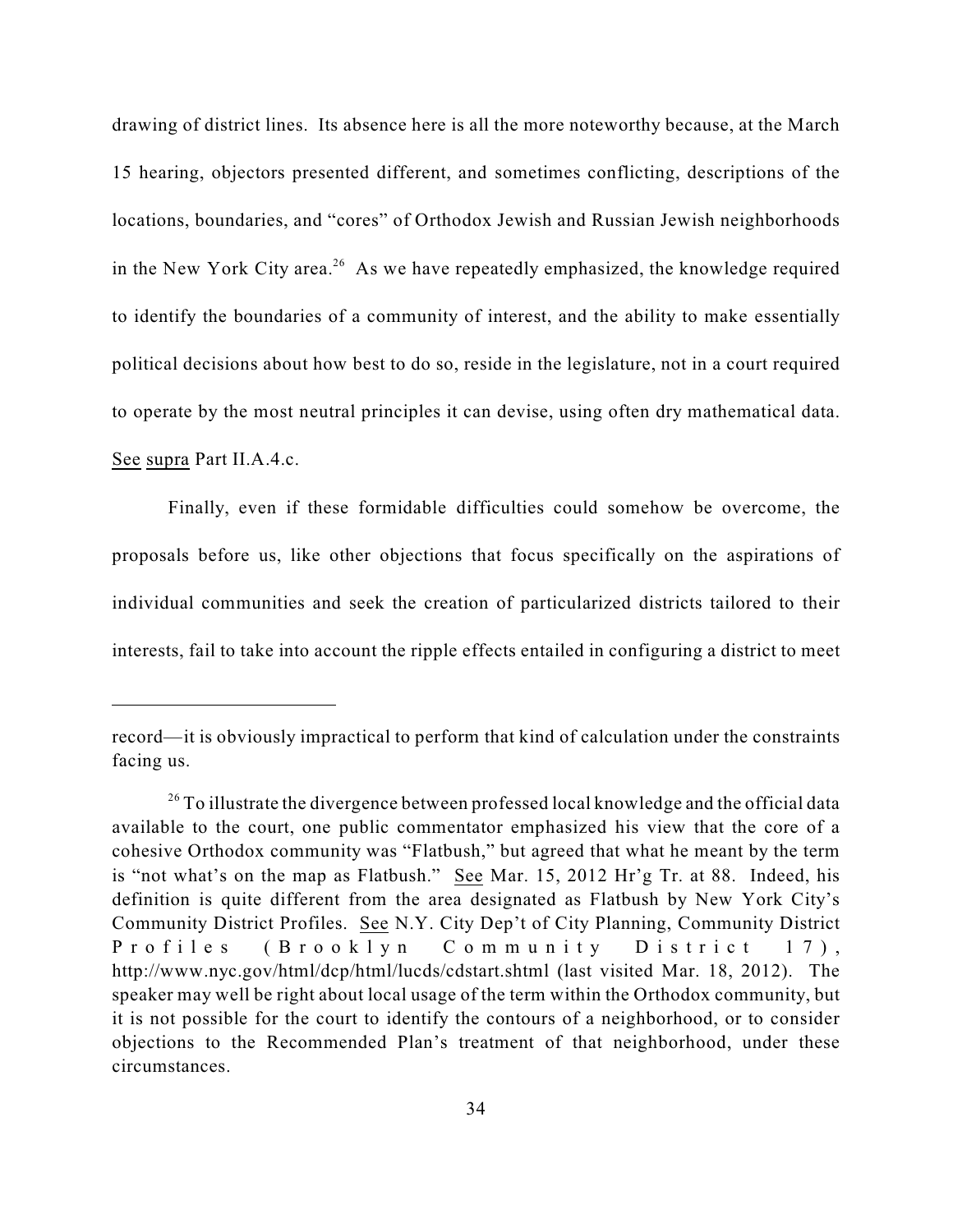drawing of district lines. Its absence here is all the more noteworthy because, at the March 15 hearing, objectors presented different, and sometimes conflicting, descriptions of the locations, boundaries, and "cores" of Orthodox Jewish and Russian Jewish neighborhoods in the New York City area.[26] As we have repeatedly emphasized, the knowledge required to identify the boundaries of a community of interest, and the ability to make essentially political decisions about how best to do so, reside in the legislature, not in a court required to operate by the most neutral principles it can devise, using often dry mathematical data. See supra Part II.A.4.c.

Finally, even if these formidable difficulties could somehow be overcome, the proposals before us, like other objections that focus specifically on the aspirations of individual communities and seek the creation of particularized districts tailored to their interests, fail to take into account the ripple effects entailed in configuring a district to meet

---

record—it is obviously impractical to perform that kind of calculation under the constraints facing us.

[26] To illustrate the divergence between professed local knowledge and the official data available to the court, one public commentator emphasized his view that the core of a cohesive Orthodox community was "Flatbush," but agreed that what he meant by the term is "not what's on the map as Flatbush." See Mar. 15, 2012 Hr'g Tr. at 88. Indeed, his definition is quite different from the area designated as Flatbush by New York City's Community District Profiles. See N.Y. City Dep't of City Planning, Community District Profiles (Brooklyn Community District 17), http://www.nyc.gov/html/dcp/html/lucds/cdstart.shtml (last visited Mar. 18, 2012). The speaker may well be right about local usage of the term within the Orthodox community, but it is not possible for the court to identify the contours of a neighborhood, or to consider objections to the Recommended Plan's treatment of that neighborhood, under these circumstances.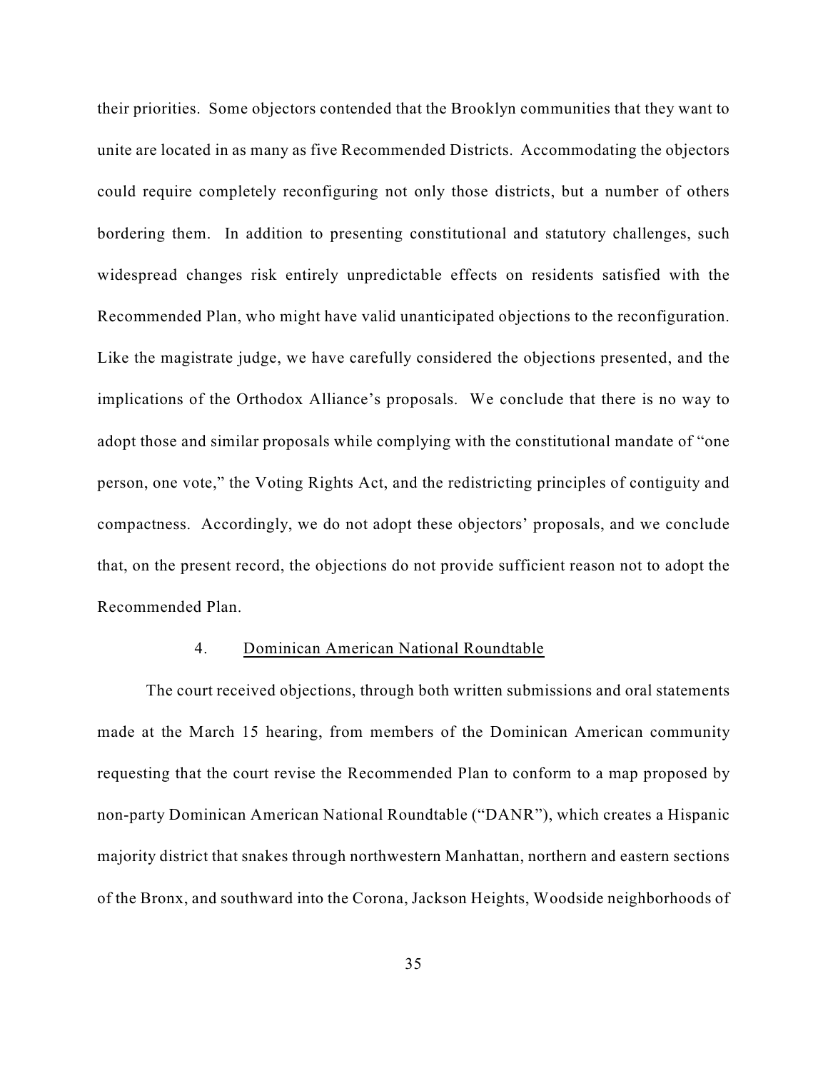their priorities. Some objectors contended that the Brooklyn communities that they want to unite are located in as many as five Recommended Districts. Accommodating the objectors could require completely reconfiguring not only those districts, but a number of others bordering them. In addition to presenting constitutional and statutory challenges, such widespread changes risk entirely unpredictable effects on residents satisfied with the Recommended Plan, who might have valid unanticipated objections to the reconfiguration. Like the magistrate judge, we have carefully considered the objections presented, and the implications of the Orthodox Alliance's proposals. We conclude that there is no way to adopt those and similar proposals while complying with the constitutional mandate of "one person, one vote," the Voting Rights Act, and the redistricting principles of contiguity and compactness. Accordingly, we do not adopt these objectors' proposals, and we conclude that, on the present record, the objections do not provide sufficient reason not to adopt the Recommended Plan.

#### 4. Dominican American National Roundtable

The court received objections, through both written submissions and oral statements made at the March 15 hearing, from members of the Dominican American community requesting that the court revise the Recommended Plan to conform to a map proposed by non-party Dominican American National Roundtable ("DANR"), which creates a Hispanic majority district that snakes through northwestern Manhattan, northern and eastern sections of the Bronx, and southward into the Corona, Jackson Heights, Woodside neighborhoods of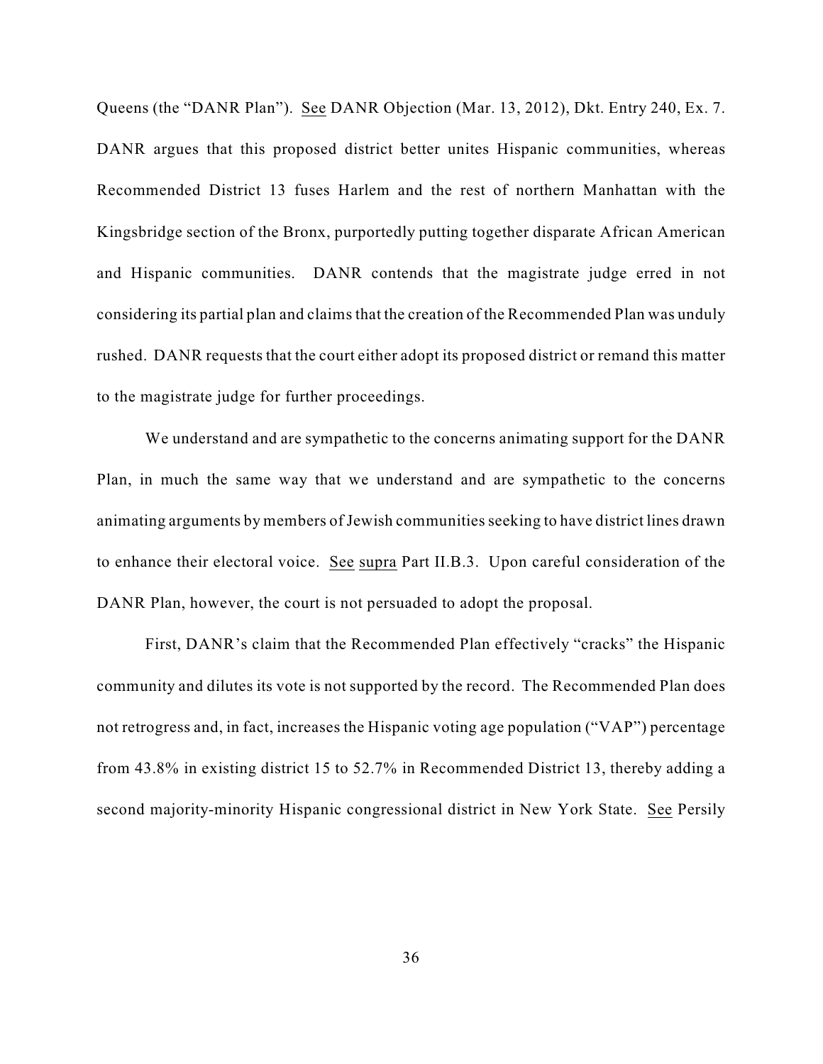Queens (the "DANR Plan"). See DANR Objection (Mar. 13, 2012), Dkt. Entry 240, Ex. 7. DANR argues that this proposed district better unites Hispanic communities, whereas Recommended District 13 fuses Harlem and the rest of northern Manhattan with the Kingsbridge section of the Bronx, purportedly putting together disparate African American and Hispanic communities. DANR contends that the magistrate judge erred in not considering its partial plan and claims that the creation of the Recommended Plan was unduly rushed. DANR requests that the court either adopt its proposed district or remand this matter to the magistrate judge for further proceedings.

We understand and are sympathetic to the concerns animating support for the DANR Plan, in much the same way that we understand and are sympathetic to the concerns animating arguments by members of Jewish communities seeking to have district lines drawn to enhance their electoral voice. See supra Part II.B.3. Upon careful consideration of the DANR Plan, however, the court is not persuaded to adopt the proposal.

First, DANR's claim that the Recommended Plan effectively "cracks" the Hispanic community and dilutes its vote is not supported by the record. The Recommended Plan does not retrogress and, in fact, increases the Hispanic voting age population ("VAP") percentage from 43.8% in existing district 15 to 52.7% in Recommended District 13, thereby adding a second majority-minority Hispanic congressional district in New York State. See Persily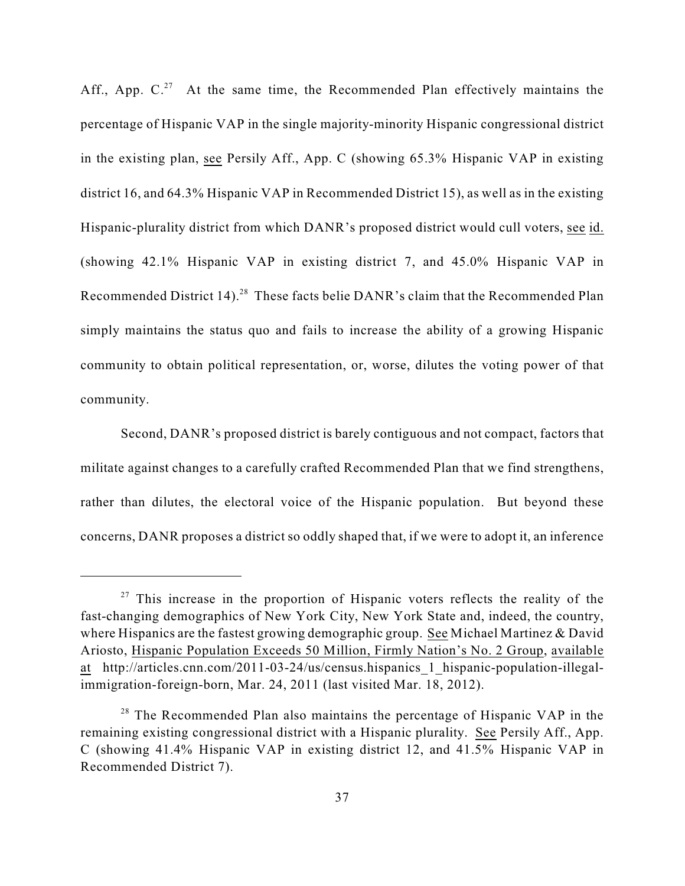Aff., App. C.[27] At the same time, the Recommended Plan effectively maintains the percentage of Hispanic VAP in the single majority-minority Hispanic congressional district in the existing plan, see Persily Aff., App. C (showing 65.3% Hispanic VAP in existing district 16, and 64.3% Hispanic VAP in Recommended District 15), as well as in the existing Hispanic-plurality district from which DANR's proposed district would cull voters, see id. (showing 42.1% Hispanic VAP in existing district 7, and 45.0% Hispanic VAP in Recommended District 14).[28] These facts belie DANR's claim that the Recommended Plan simply maintains the status quo and fails to increase the ability of a growing Hispanic community to obtain political representation, or, worse, dilutes the voting power of that community.

Second, DANR's proposed district is barely contiguous and not compact, factors that militate against changes to a carefully crafted Recommended Plan that we find strengthens, rather than dilutes, the electoral voice of the Hispanic population. But beyond these concerns, DANR proposes a district so oddly shaped that, if we were to adopt it, an inference

---

[27] This increase in the proportion of Hispanic voters reflects the reality of the fast-changing demographics of New York City, New York State and, indeed, the country, where Hispanics are the fastest growing demographic group. See Michael Martinez & David Ariosto, Hispanic Population Exceeds 50 Million, Firmly Nation's No. 2 Group, available at http://articles.cnn.com/2011-03-24/us/census.hispanics_1_hispanic-population-illegal-immigration-foreign-born, Mar. 24, 2011 (last visited Mar. 18, 2012).

[28] The Recommended Plan also maintains the percentage of Hispanic VAP in the remaining existing congressional district with a Hispanic plurality. See Persily Aff., App. C (showing 41.4% Hispanic VAP in existing district 12, and 41.5% Hispanic VAP in Recommended District 7).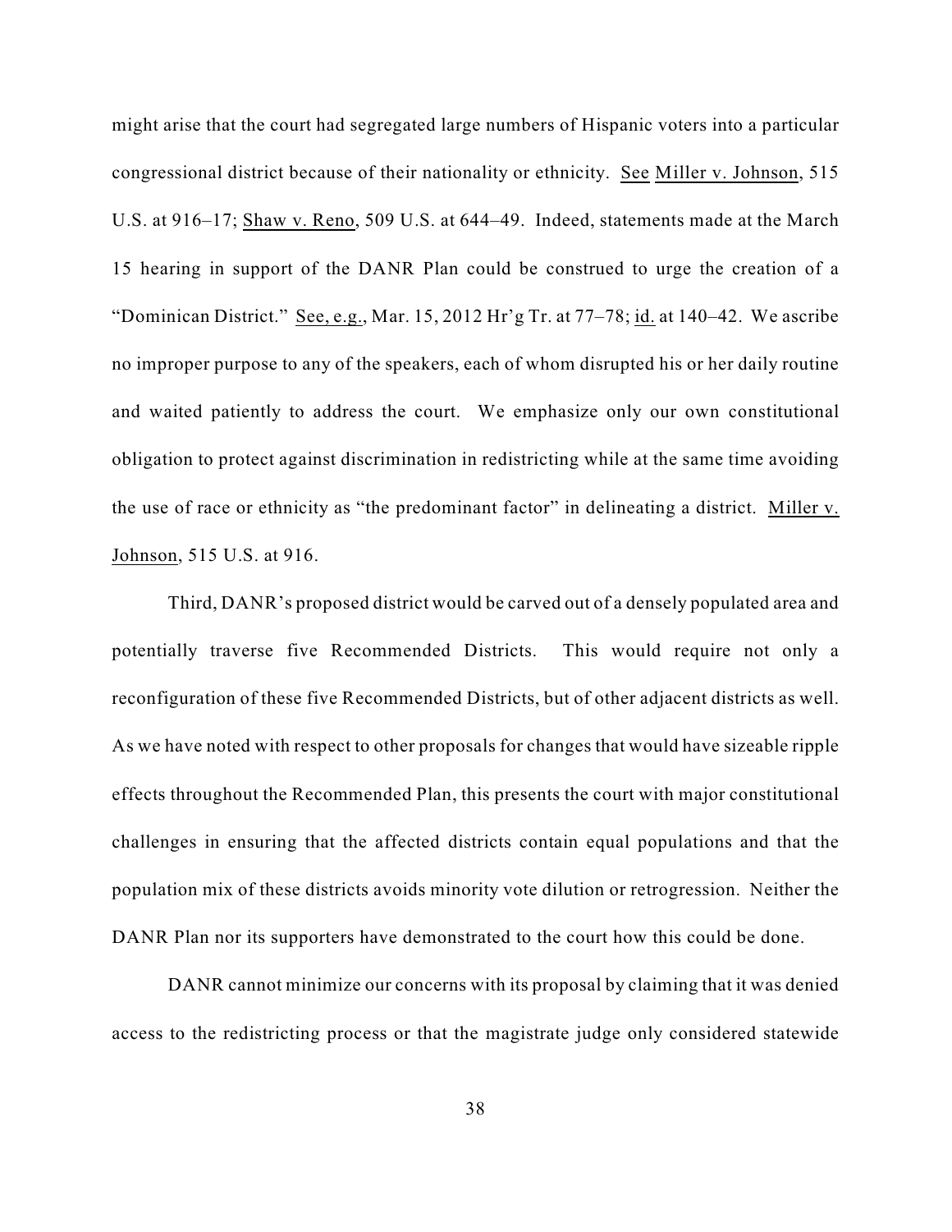might arise that the court had segregated large numbers of Hispanic voters into a particular congressional district because of their nationality or ethnicity. See Miller v. Johnson, 515 U.S. at 916–17; Shaw v. Reno, 509 U.S. at 644–49. Indeed, statements made at the March 15 hearing in support of the DANR Plan could be construed to urge the creation of a "Dominican District." See, e.g., Mar. 15, 2012 Hr'g Tr. at 77–78; id. at 140–42. We ascribe no improper purpose to any of the speakers, each of whom disrupted his or her daily routine and waited patiently to address the court. We emphasize only our own constitutional obligation to protect against discrimination in redistricting while at the same time avoiding the use of race or ethnicity as "the predominant factor" in delineating a district. Miller v. Johnson, 515 U.S. at 916.

Third, DANR's proposed district would be carved out of a densely populated area and potentially traverse five Recommended Districts. This would require not only a reconfiguration of these five Recommended Districts, but of other adjacent districts as well. As we have noted with respect to other proposals for changes that would have sizeable ripple effects throughout the Recommended Plan, this presents the court with major constitutional challenges in ensuring that the affected districts contain equal populations and that the population mix of these districts avoids minority vote dilution or retrogression. Neither the DANR Plan nor its supporters have demonstrated to the court how this could be done.

DANR cannot minimize our concerns with its proposal by claiming that it was denied access to the redistricting process or that the magistrate judge only considered statewide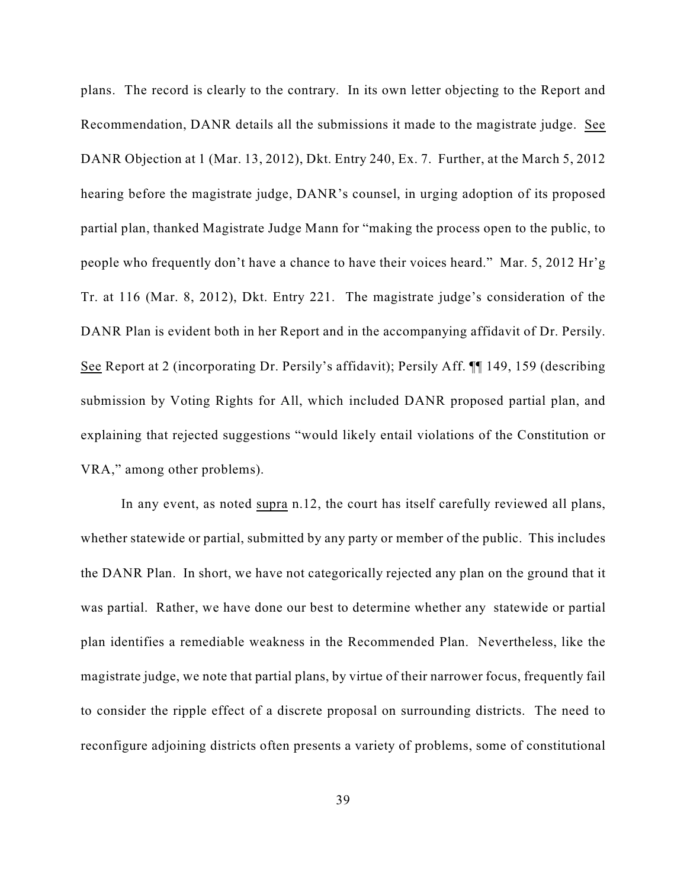plans. The record is clearly to the contrary. In its own letter objecting to the Report and Recommendation, DANR details all the submissions it made to the magistrate judge. See DANR Objection at 1 (Mar. 13, 2012), Dkt. Entry 240, Ex. 7. Further, at the March 5, 2012 hearing before the magistrate judge, DANR's counsel, in urging adoption of its proposed partial plan, thanked Magistrate Judge Mann for "making the process open to the public, to people who frequently don't have a chance to have their voices heard." Mar. 5, 2012 Hr'g Tr. at 116 (Mar. 8, 2012), Dkt. Entry 221. The magistrate judge's consideration of the DANR Plan is evident both in her Report and in the accompanying affidavit of Dr. Persily. See Report at 2 (incorporating Dr. Persily's affidavit); Persily Aff. ¶¶ 149, 159 (describing submission by Voting Rights for All, which included DANR proposed partial plan, and explaining that rejected suggestions "would likely entail violations of the Constitution or VRA," among other problems).

In any event, as noted supra n.12, the court has itself carefully reviewed all plans, whether statewide or partial, submitted by any party or member of the public. This includes the DANR Plan. In short, we have not categorically rejected any plan on the ground that it was partial. Rather, we have done our best to determine whether any statewide or partial plan identifies a remediable weakness in the Recommended Plan. Nevertheless, like the magistrate judge, we note that partial plans, by virtue of their narrower focus, frequently fail to consider the ripple effect of a discrete proposal on surrounding districts. The need to reconfigure adjoining districts often presents a variety of problems, some of constitutional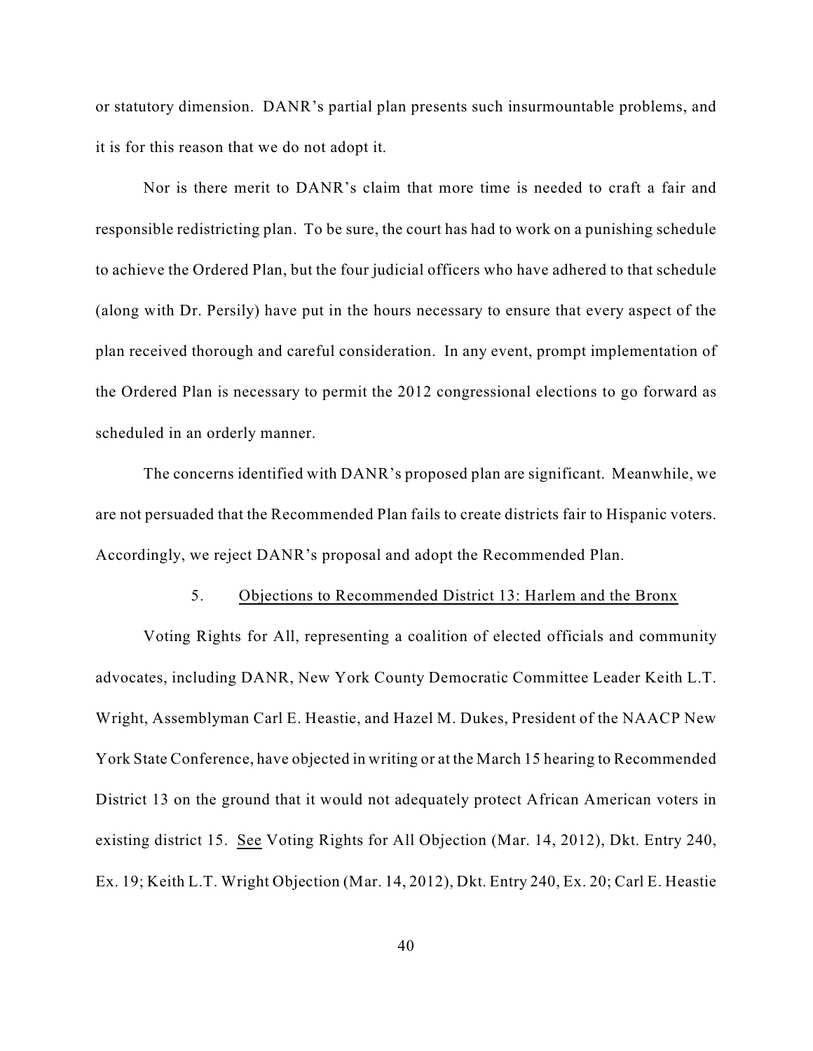or statutory dimension. DANR's partial plan presents such insurmountable problems, and it is for this reason that we do not adopt it.

Nor is there merit to DANR's claim that more time is needed to craft a fair and responsible redistricting plan. To be sure, the court has had to work on a punishing schedule to achieve the Ordered Plan, but the four judicial officers who have adhered to that schedule (along with Dr. Persily) have put in the hours necessary to ensure that every aspect of the plan received thorough and careful consideration. In any event, prompt implementation of the Ordered Plan is necessary to permit the 2012 congressional elections to go forward as scheduled in an orderly manner.

The concerns identified with DANR's proposed plan are significant. Meanwhile, we are not persuaded that the Recommended Plan fails to create districts fair to Hispanic voters. Accordingly, we reject DANR's proposal and adopt the Recommended Plan.

### 5. Objections to Recommended District 13: Harlem and the Bronx

Voting Rights for All, representing a coalition of elected officials and community advocates, including DANR, New York County Democratic Committee Leader Keith L.T. Wright, Assemblyman Carl E. Heastie, and Hazel M. Dukes, President of the NAACP New York State Conference, have objected in writing or at the March 15 hearing to Recommended District 13 on the ground that it would not adequately protect African American voters in existing district 15. See Voting Rights for All Objection (Mar. 14, 2012), Dkt. Entry 240, Ex. 19; Keith L.T. Wright Objection (Mar. 14, 2012), Dkt. Entry 240, Ex. 20; Carl E. Heastie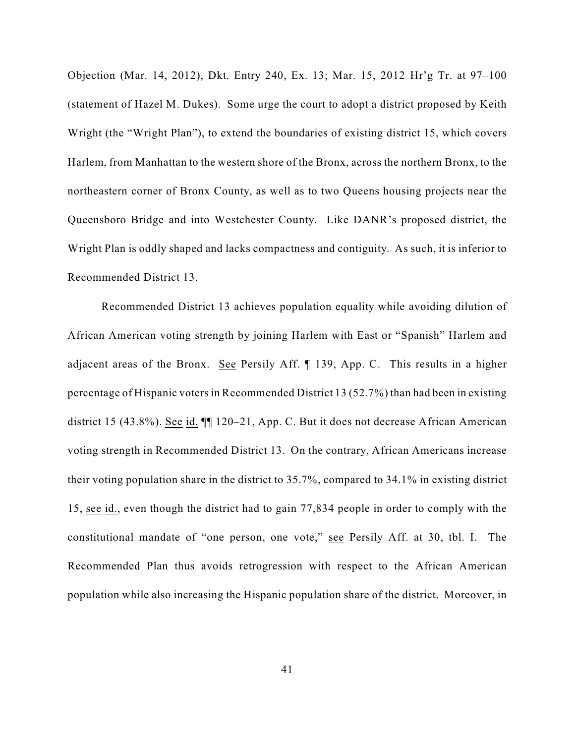Objection (Mar. 14, 2012), Dkt. Entry 240, Ex. 13; Mar. 15, 2012 Hr'g Tr. at 97–100 (statement of Hazel M. Dukes). Some urge the court to adopt a district proposed by Keith Wright (the "Wright Plan"), to extend the boundaries of existing district 15, which covers Harlem, from Manhattan to the western shore of the Bronx, across the northern Bronx, to the northeastern corner of Bronx County, as well as to two Queens housing projects near the Queensboro Bridge and into Westchester County. Like DANR's proposed district, the Wright Plan is oddly shaped and lacks compactness and contiguity. As such, it is inferior to Recommended District 13.

Recommended District 13 achieves population equality while avoiding dilution of African American voting strength by joining Harlem with East or "Spanish" Harlem and adjacent areas of the Bronx. See Persily Aff. ¶ 139, App. C. This results in a higher percentage of Hispanic voters in Recommended District 13 (52.7%) than had been in existing district 15 (43.8%). See id. ¶¶ 120–21, App. C. But it does not decrease African American voting strength in Recommended District 13. On the contrary, African Americans increase their voting population share in the district to 35.7%, compared to 34.1% in existing district 15, see id., even though the district had to gain 77,834 people in order to comply with the constitutional mandate of "one person, one vote," see Persily Aff. at 30, tbl. I. The Recommended Plan thus avoids retrogression with respect to the African American population while also increasing the Hispanic population share of the district. Moreover, in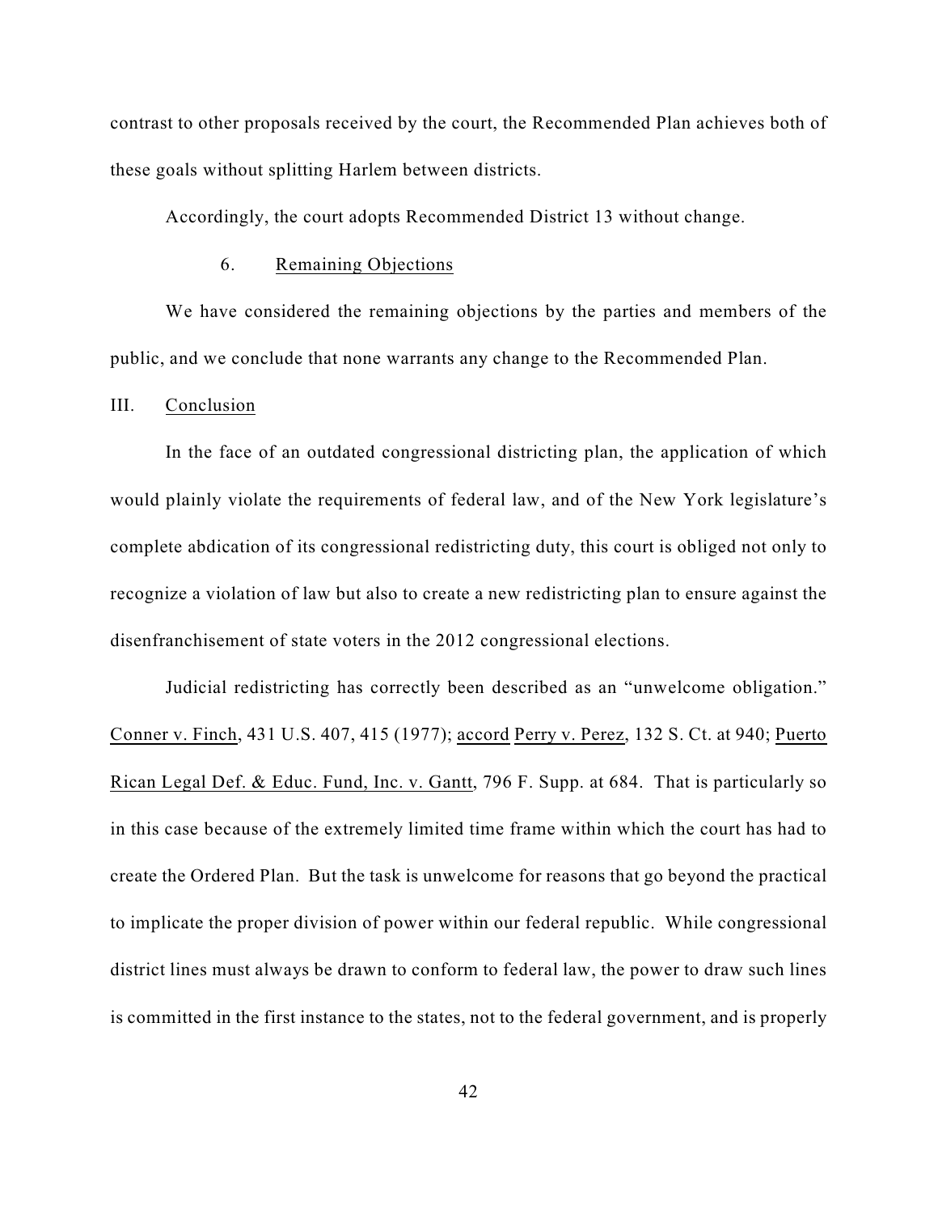contrast to other proposals received by the court, the Recommended Plan achieves both of these goals without splitting Harlem between districts.

Accordingly, the court adopts Recommended District 13 without change.

#### 6. Remaining Objections

We have considered the remaining objections by the parties and members of the public, and we conclude that none warrants any change to the Recommended Plan.

## III. Conclusion

In the face of an outdated congressional districting plan, the application of which would plainly violate the requirements of federal law, and of the New York legislature's complete abdication of its congressional redistricting duty, this court is obliged not only to recognize a violation of law but also to create a new redistricting plan to ensure against the disenfranchisement of state voters in the 2012 congressional elections.

Judicial redistricting has correctly been described as an "unwelcome obligation." Conner v. Finch, 431 U.S. 407, 415 (1977); accord Perry v. Perez, 132 S. Ct. at 940; Puerto Rican Legal Def. & Educ. Fund, Inc. v. Gantt, 796 F. Supp. at 684. That is particularly so in this case because of the extremely limited time frame within which the court has had to create the Ordered Plan. But the task is unwelcome for reasons that go beyond the practical to implicate the proper division of power within our federal republic. While congressional district lines must always be drawn to conform to federal law, the power to draw such lines is committed in the first instance to the states, not to the federal government, and is properly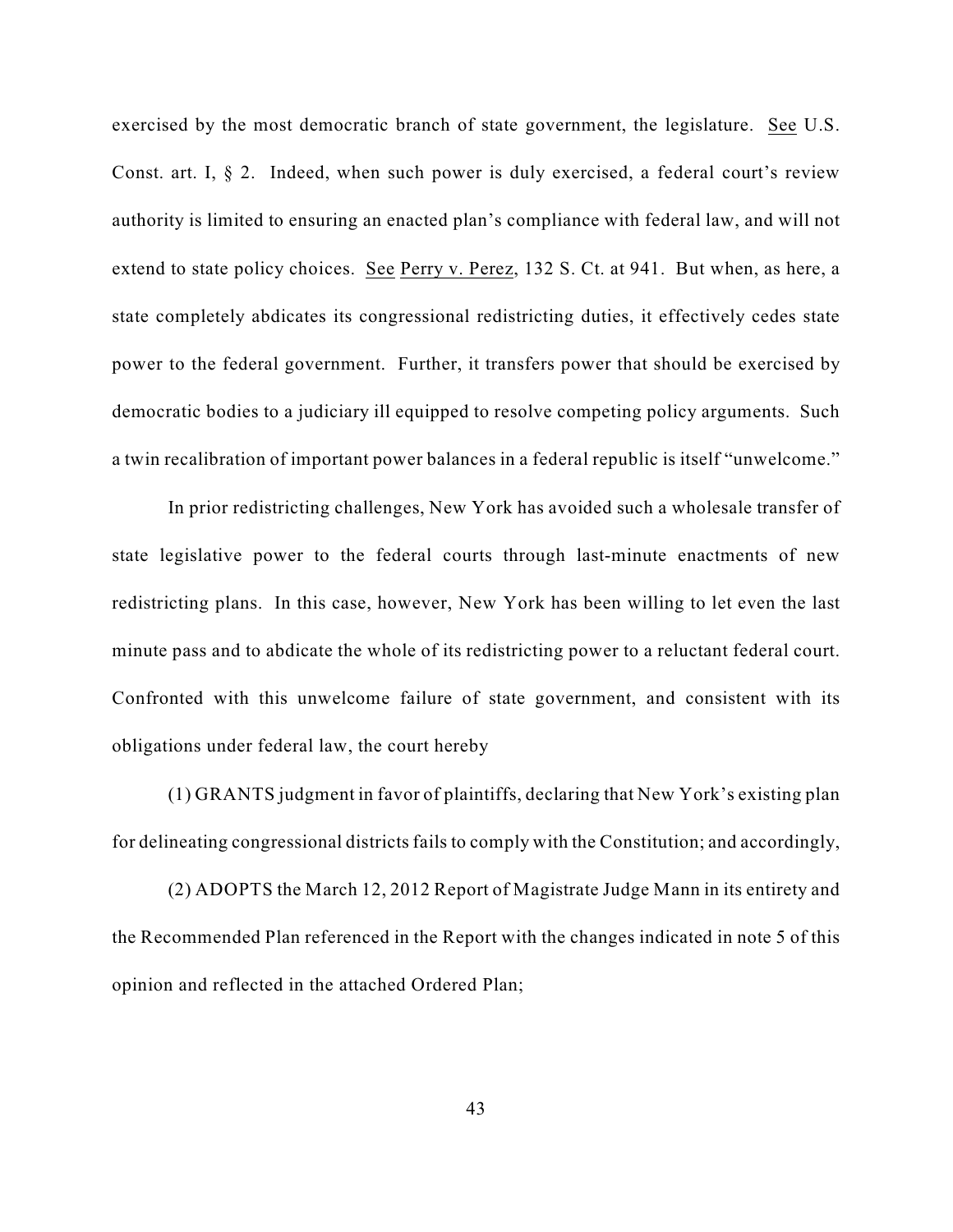exercised by the most democratic branch of state government, the legislature. See U.S. Const. art. I, § 2. Indeed, when such power is duly exercised, a federal court's review authority is limited to ensuring an enacted plan's compliance with federal law, and will not extend to state policy choices. See Perry v. Perez, 132 S. Ct. at 941. But when, as here, a state completely abdicates its congressional redistricting duties, it effectively cedes state power to the federal government. Further, it transfers power that should be exercised by democratic bodies to a judiciary ill equipped to resolve competing policy arguments. Such a twin recalibration of important power balances in a federal republic is itself "unwelcome."

In prior redistricting challenges, New York has avoided such a wholesale transfer of state legislative power to the federal courts through last-minute enactments of new redistricting plans. In this case, however, New York has been willing to let even the last minute pass and to abdicate the whole of its redistricting power to a reluctant federal court. Confronted with this unwelcome failure of state government, and consistent with its obligations under federal law, the court hereby

(1) GRANTS judgment in favor of plaintiffs, declaring that New York's existing plan for delineating congressional districts fails to comply with the Constitution; and accordingly,

(2) ADOPTS the March 12, 2012 Report of Magistrate Judge Mann in its entirety and the Recommended Plan referenced in the Report with the changes indicated in note 5 of this opinion and reflected in the attached Ordered Plan;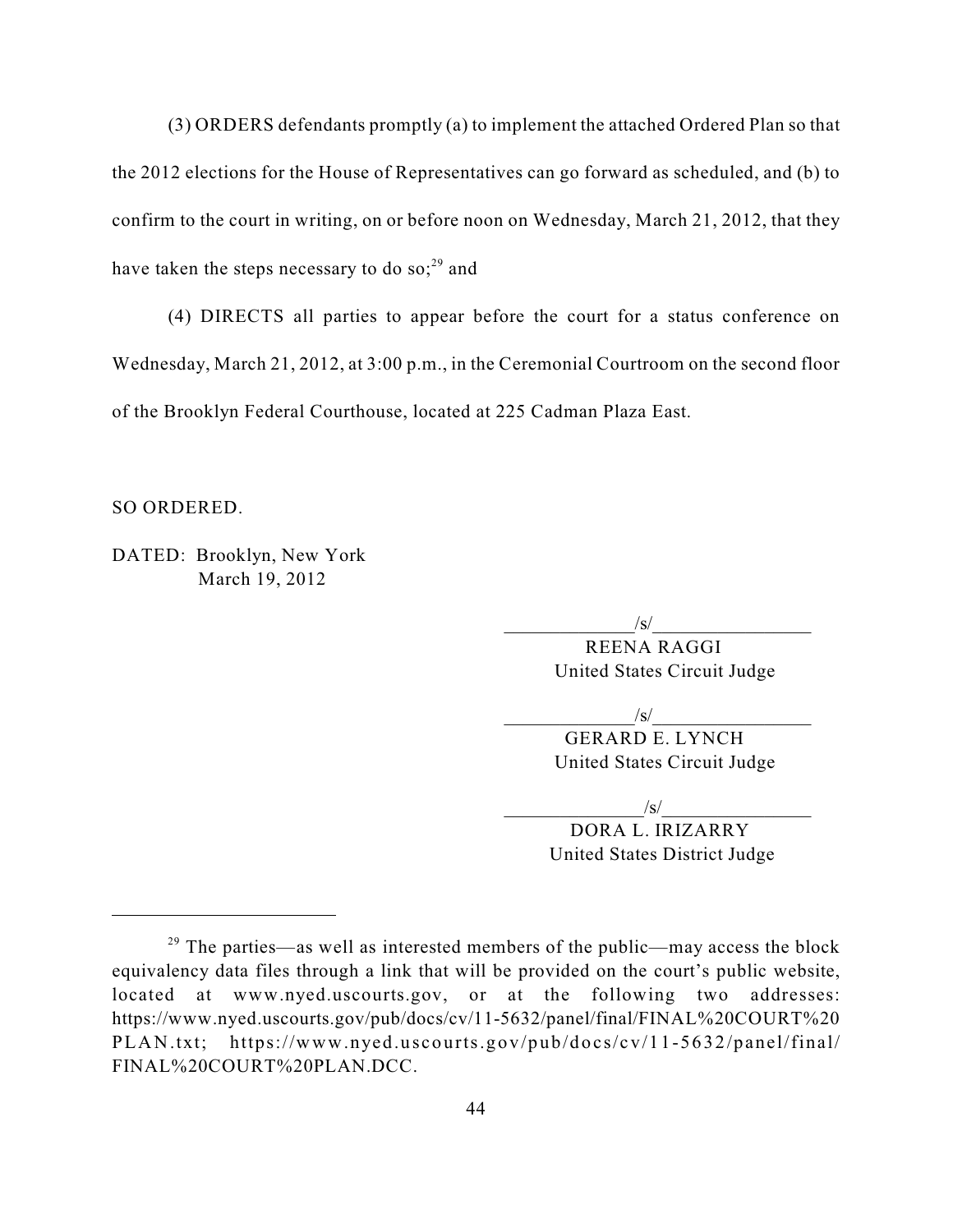(3) ORDERS defendants promptly (a) to implement the attached Ordered Plan so that the 2012 elections for the House of Representatives can go forward as scheduled, and (b) to confirm to the court in writing, on or before noon on Wednesday, March 21, 2012, that they have taken the steps necessary to do so;[29] and

(4) DIRECTS all parties to appear before the court for a status conference on Wednesday, March 21, 2012, at 3:00 p.m., in the Ceremonial Courtroom on the second floor of the Brooklyn Federal Courthouse, located at 225 Cadman Plaza East.

SO ORDERED.

DATED: Brooklyn, New York
March 19, 2012

/s/
REENA RAGGI
United States Circuit Judge

/s/
GERARD E. LYNCH
United States Circuit Judge

/s/
DORA L. IRIZARRY
United States District Judge

---

[29] The parties—as well as interested members of the public—may access the block equivalency data files through a link that will be provided on the court's public website, located at www.nyed.uscourts.gov, or at the following two addresses: https://www.nyed.uscourts.gov/pub/docs/cv/11-5632/panel/final/FINAL%20COURT%20PLAN.txt; https://www.nyed.uscourts.gov/pub/docs/cv/11-5632/panel/final/FINAL%20COURT%20PLAN.DCC.